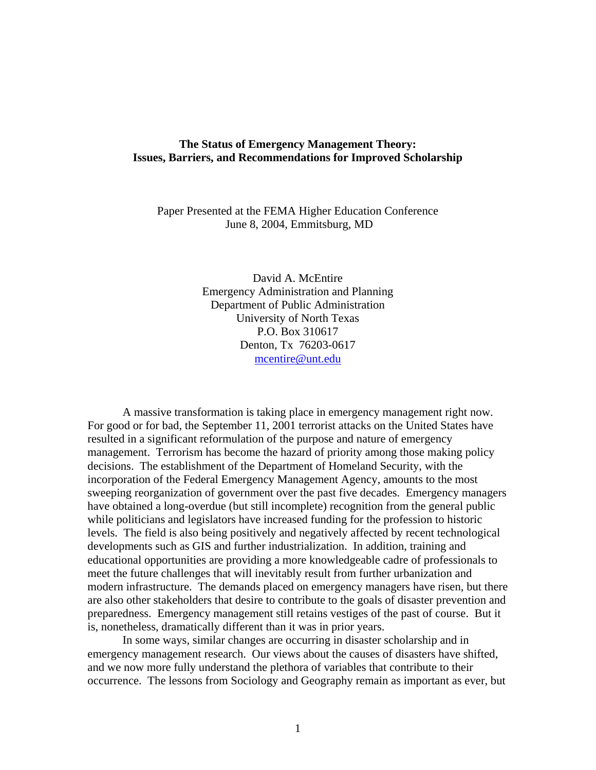# The Status of Emergency Management Theory: Issues, Barriers, and Recommendations for Improved Scholarship

Paper Presented at the FEMA Higher Education Conference
June 8, 2004, Emmitsburg, MD

David A. McEntire
Emergency Administration and Planning
Department of Public Administration
University of North Texas
P.O. Box 310617
Denton, Tx 76203-0617
mcentire@unt.edu

A massive transformation is taking place in emergency management right now. For good or for bad, the September 11, 2001 terrorist attacks on the United States have resulted in a significant reformulation of the purpose and nature of emergency management. Terrorism has become the hazard of priority among those making policy decisions. The establishment of the Department of Homeland Security, with the incorporation of the Federal Emergency Management Agency, amounts to the most sweeping reorganization of government over the past five decades. Emergency managers have obtained a long-overdue (but still incomplete) recognition from the general public while politicians and legislators have increased funding for the profession to historic levels. The field is also being positively and negatively affected by recent technological developments such as GIS and further industrialization. In addition, training and educational opportunities are providing a more knowledgeable cadre of professionals to meet the future challenges that will inevitably result from further urbanization and modern infrastructure. The demands placed on emergency managers have risen, but there are also other stakeholders that desire to contribute to the goals of disaster prevention and preparedness. Emergency management still retains vestiges of the past of course. But it is, nonetheless, dramatically different than it was in prior years.

In some ways, similar changes are occurring in disaster scholarship and in emergency management research. Our views about the causes of disasters have shifted, and we now more fully understand the plethora of variables that contribute to their occurrence. The lessons from Sociology and Geography remain as important as ever, but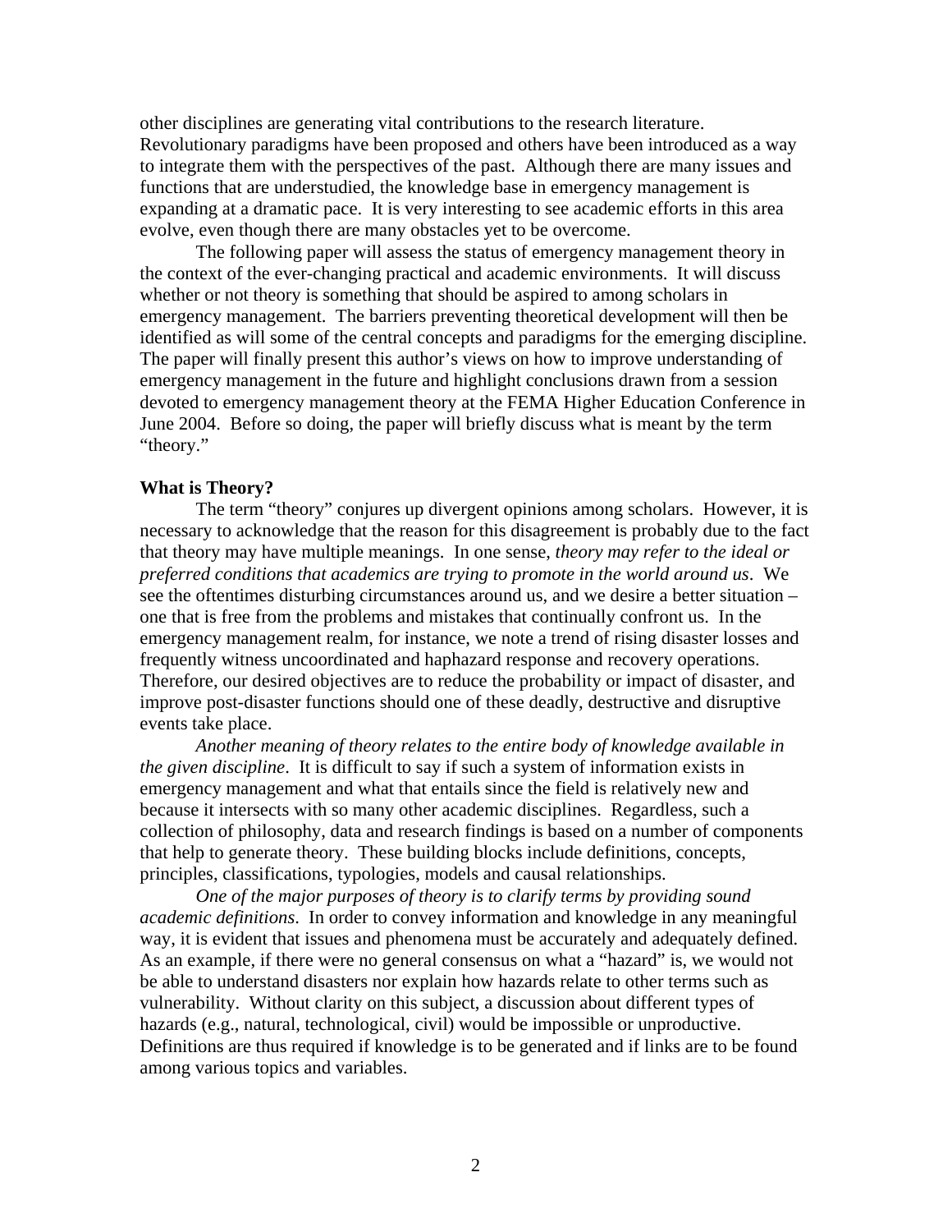other disciplines are generating vital contributions to the research literature. Revolutionary paradigms have been proposed and others have been introduced as a way to integrate them with the perspectives of the past. Although there are many issues and functions that are understudied, the knowledge base in emergency management is expanding at a dramatic pace. It is very interesting to see academic efforts in this area evolve, even though there are many obstacles yet to be overcome.

The following paper will assess the status of emergency management theory in the context of the ever-changing practical and academic environments. It will discuss whether or not theory is something that should be aspired to among scholars in emergency management. The barriers preventing theoretical development will then be identified as will some of the central concepts and paradigms for the emerging discipline. The paper will finally present this author's views on how to improve understanding of emergency management in the future and highlight conclusions drawn from a session devoted to emergency management theory at the FEMA Higher Education Conference in June 2004. Before so doing, the paper will briefly discuss what is meant by the term "theory."

**What is Theory?**

The term "theory" conjures up divergent opinions among scholars. However, it is necessary to acknowledge that the reason for this disagreement is probably due to the fact that theory may have multiple meanings. In one sense, *theory may refer to the ideal or preferred conditions that academics are trying to promote in the world around us*. We see the oftentimes disturbing circumstances around us, and we desire a better situation – one that is free from the problems and mistakes that continually confront us. In the emergency management realm, for instance, we note a trend of rising disaster losses and frequently witness uncoordinated and haphazard response and recovery operations. Therefore, our desired objectives are to reduce the probability or impact of disaster, and improve post-disaster functions should one of these deadly, destructive and disruptive events take place.

*Another meaning of theory relates to the entire body of knowledge available in the given discipline*. It is difficult to say if such a system of information exists in emergency management and what that entails since the field is relatively new and because it intersects with so many other academic disciplines. Regardless, such a collection of philosophy, data and research findings is based on a number of components that help to generate theory. These building blocks include definitions, concepts, principles, classifications, typologies, models and causal relationships.

*One of the major purposes of theory is to clarify terms by providing sound academic definitions*. In order to convey information and knowledge in any meaningful way, it is evident that issues and phenomena must be accurately and adequately defined. As an example, if there were no general consensus on what a "hazard" is, we would not be able to understand disasters nor explain how hazards relate to other terms such as vulnerability. Without clarity on this subject, a discussion about different types of hazards (e.g., natural, technological, civil) would be impossible or unproductive. Definitions are thus required if knowledge is to be generated and if links are to be found among various topics and variables.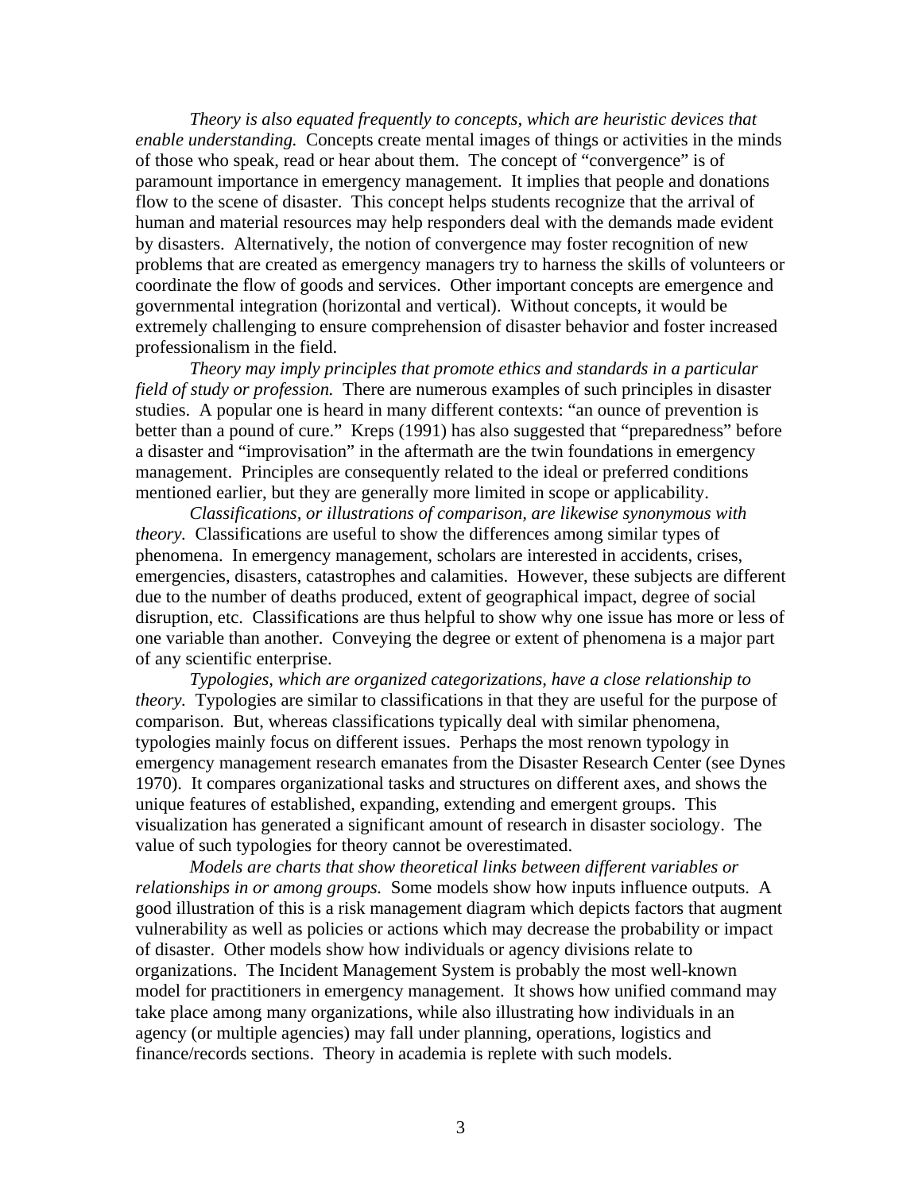*Theory is also equated frequently to concepts, which are heuristic devices that enable understanding.* Concepts create mental images of things or activities in the minds of those who speak, read or hear about them. The concept of "convergence" is of paramount importance in emergency management. It implies that people and donations flow to the scene of disaster. This concept helps students recognize that the arrival of human and material resources may help responders deal with the demands made evident by disasters. Alternatively, the notion of convergence may foster recognition of new problems that are created as emergency managers try to harness the skills of volunteers or coordinate the flow of goods and services. Other important concepts are emergence and governmental integration (horizontal and vertical). Without concepts, it would be extremely challenging to ensure comprehension of disaster behavior and foster increased professionalism in the field.

*Theory may imply principles that promote ethics and standards in a particular field of study or profession.* There are numerous examples of such principles in disaster studies. A popular one is heard in many different contexts: "an ounce of prevention is better than a pound of cure." Kreps (1991) has also suggested that "preparedness" before a disaster and "improvisation" in the aftermath are the twin foundations in emergency management. Principles are consequently related to the ideal or preferred conditions mentioned earlier, but they are generally more limited in scope or applicability.

*Classifications, or illustrations of comparison, are likewise synonymous with theory.* Classifications are useful to show the differences among similar types of phenomena. In emergency management, scholars are interested in accidents, crises, emergencies, disasters, catastrophes and calamities. However, these subjects are different due to the number of deaths produced, extent of geographical impact, degree of social disruption, etc. Classifications are thus helpful to show why one issue has more or less of one variable than another. Conveying the degree or extent of phenomena is a major part of any scientific enterprise.

*Typologies, which are organized categorizations, have a close relationship to theory.* Typologies are similar to classifications in that they are useful for the purpose of comparison. But, whereas classifications typically deal with similar phenomena, typologies mainly focus on different issues. Perhaps the most renown typology in emergency management research emanates from the Disaster Research Center (see Dynes 1970). It compares organizational tasks and structures on different axes, and shows the unique features of established, expanding, extending and emergent groups. This visualization has generated a significant amount of research in disaster sociology. The value of such typologies for theory cannot be overestimated.

*Models are charts that show theoretical links between different variables or relationships in or among groups.* Some models show how inputs influence outputs. A good illustration of this is a risk management diagram which depicts factors that augment vulnerability as well as policies or actions which may decrease the probability or impact of disaster. Other models show how individuals or agency divisions relate to organizations. The Incident Management System is probably the most well-known model for practitioners in emergency management. It shows how unified command may take place among many organizations, while also illustrating how individuals in an agency (or multiple agencies) may fall under planning, operations, logistics and finance/records sections. Theory in academia is replete with such models.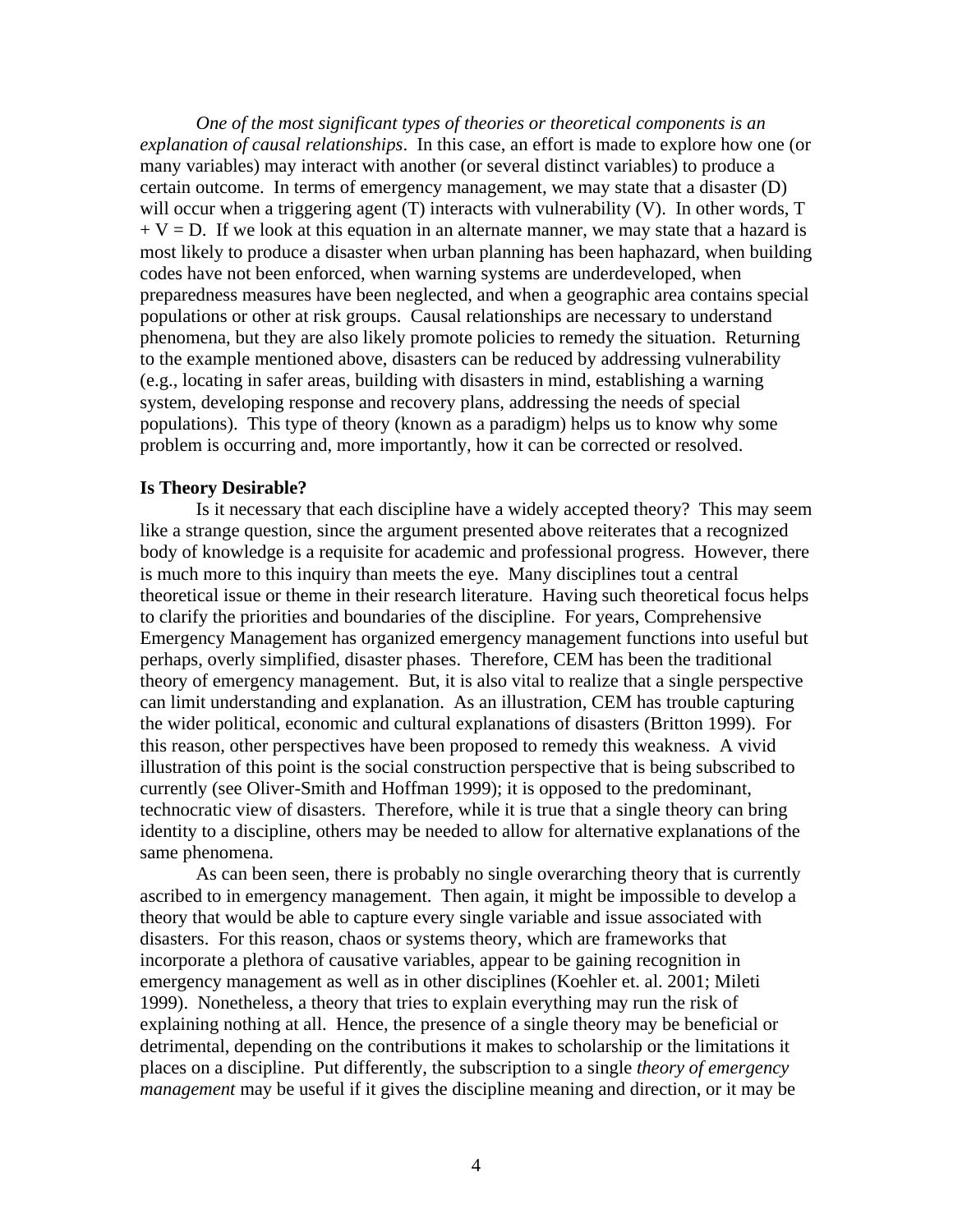*One of the most significant types of theories or theoretical components is an explanation of causal relationships*. In this case, an effort is made to explore how one (or many variables) may interact with another (or several distinct variables) to produce a certain outcome. In terms of emergency management, we may state that a disaster (D) will occur when a triggering agent (T) interacts with vulnerability (V). In other words, $T + V = D$. If we look at this equation in an alternate manner, we may state that a hazard is most likely to produce a disaster when urban planning has been haphazard, when building codes have not been enforced, when warning systems are underdeveloped, when preparedness measures have been neglected, and when a geographic area contains special populations or other at risk groups. Causal relationships are necessary to understand phenomena, but they are also likely promote policies to remedy the situation. Returning to the example mentioned above, disasters can be reduced by addressing vulnerability (e.g., locating in safer areas, building with disasters in mind, establishing a warning system, developing response and recovery plans, addressing the needs of special populations). This type of theory (known as a paradigm) helps us to know why some problem is occurring and, more importantly, how it can be corrected or resolved.

**Is Theory Desirable?**

Is it necessary that each discipline have a widely accepted theory? This may seem like a strange question, since the argument presented above reiterates that a recognized body of knowledge is a requisite for academic and professional progress. However, there is much more to this inquiry than meets the eye. Many disciplines tout a central theoretical issue or theme in their research literature. Having such theoretical focus helps to clarify the priorities and boundaries of the discipline. For years, Comprehensive Emergency Management has organized emergency management functions into useful but perhaps, overly simplified, disaster phases. Therefore, CEM has been the traditional theory of emergency management. But, it is also vital to realize that a single perspective can limit understanding and explanation. As an illustration, CEM has trouble capturing the wider political, economic and cultural explanations of disasters (Britton 1999). For this reason, other perspectives have been proposed to remedy this weakness. A vivid illustration of this point is the social construction perspective that is being subscribed to currently (see Oliver-Smith and Hoffman 1999); it is opposed to the predominant, technocratic view of disasters. Therefore, while it is true that a single theory can bring identity to a discipline, others may be needed to allow for alternative explanations of the same phenomena.

As can been seen, there is probably no single overarching theory that is currently ascribed to in emergency management. Then again, it might be impossible to develop a theory that would be able to capture every single variable and issue associated with disasters. For this reason, chaos or systems theory, which are frameworks that incorporate a plethora of causative variables, appear to be gaining recognition in emergency management as well as in other disciplines (Koehler et. al. 2001; Mileti 1999). Nonetheless, a theory that tries to explain everything may run the risk of explaining nothing at all. Hence, the presence of a single theory may be beneficial or detrimental, depending on the contributions it makes to scholarship or the limitations it places on a discipline. Put differently, the subscription to a single *theory of emergency management* may be useful if it gives the discipline meaning and direction, or it may be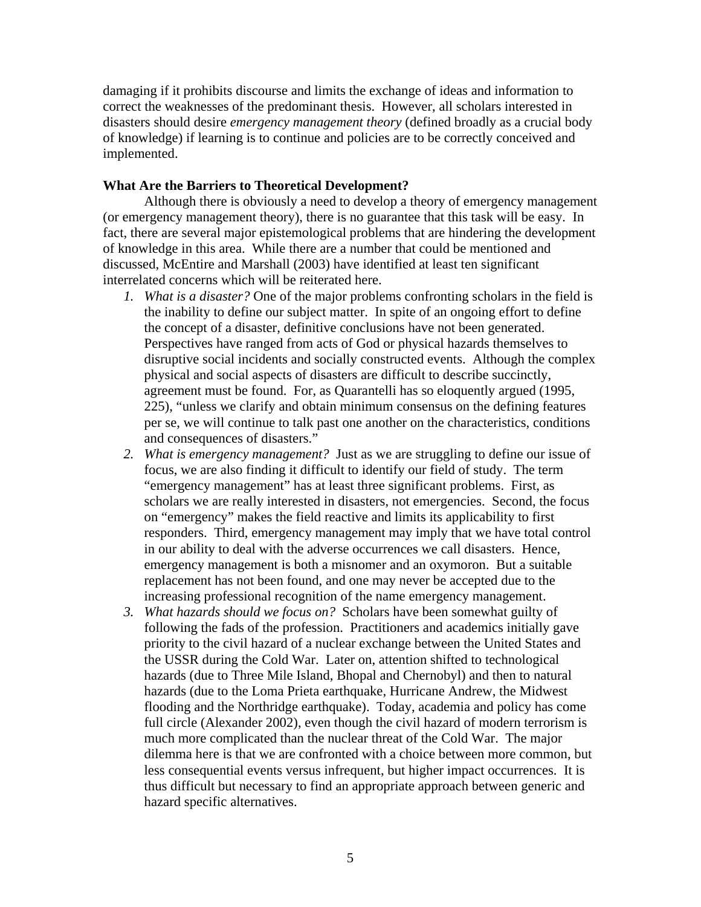damaging if it prohibits discourse and limits the exchange of ideas and information to correct the weaknesses of the predominant thesis. However, all scholars interested in disasters should desire *emergency management theory* (defined broadly as a crucial body of knowledge) if learning is to continue and policies are to be correctly conceived and implemented.

**What Are the Barriers to Theoretical Development?**

Although there is obviously a need to develop a theory of emergency management (or emergency management theory), there is no guarantee that this task will be easy. In fact, there are several major epistemological problems that are hindering the development of knowledge in this area. While there are a number that could be mentioned and discussed, McEntire and Marshall (2003) have identified at least ten significant interrelated concerns which will be reiterated here.

1. *What is a disaster?* One of the major problems confronting scholars in the field is the inability to define our subject matter. In spite of an ongoing effort to define the concept of a disaster, definitive conclusions have not been generated. Perspectives have ranged from acts of God or physical hazards themselves to disruptive social incidents and socially constructed events. Although the complex physical and social aspects of disasters are difficult to describe succinctly, agreement must be found. For, as Quarantelli has so eloquently argued (1995, 225), "unless we clarify and obtain minimum consensus on the defining features per se, we will continue to talk past one another on the characteristics, conditions and consequences of disasters."
2. *What is emergency management?* Just as we are struggling to define our issue of focus, we are also finding it difficult to identify our field of study. The term "emergency management" has at least three significant problems. First, as scholars we are really interested in disasters, not emergencies. Second, the focus on "emergency" makes the field reactive and limits its applicability to first responders. Third, emergency management may imply that we have total control in our ability to deal with the adverse occurrences we call disasters. Hence, emergency management is both a misnomer and an oxymoron. But a suitable replacement has not been found, and one may never be accepted due to the increasing professional recognition of the name emergency management.
3. *What hazards should we focus on?* Scholars have been somewhat guilty of following the fads of the profession. Practitioners and academics initially gave priority to the civil hazard of a nuclear exchange between the United States and the USSR during the Cold War. Later on, attention shifted to technological hazards (due to Three Mile Island, Bhopal and Chernobyl) and then to natural hazards (due to the Loma Prieta earthquake, Hurricane Andrew, the Midwest flooding and the Northridge earthquake). Today, academia and policy has come full circle (Alexander 2002), even though the civil hazard of modern terrorism is much more complicated than the nuclear threat of the Cold War. The major dilemma here is that we are confronted with a choice between more common, but less consequential events versus infrequent, but higher impact occurrences. It is thus difficult but necessary to find an appropriate approach between generic and hazard specific alternatives.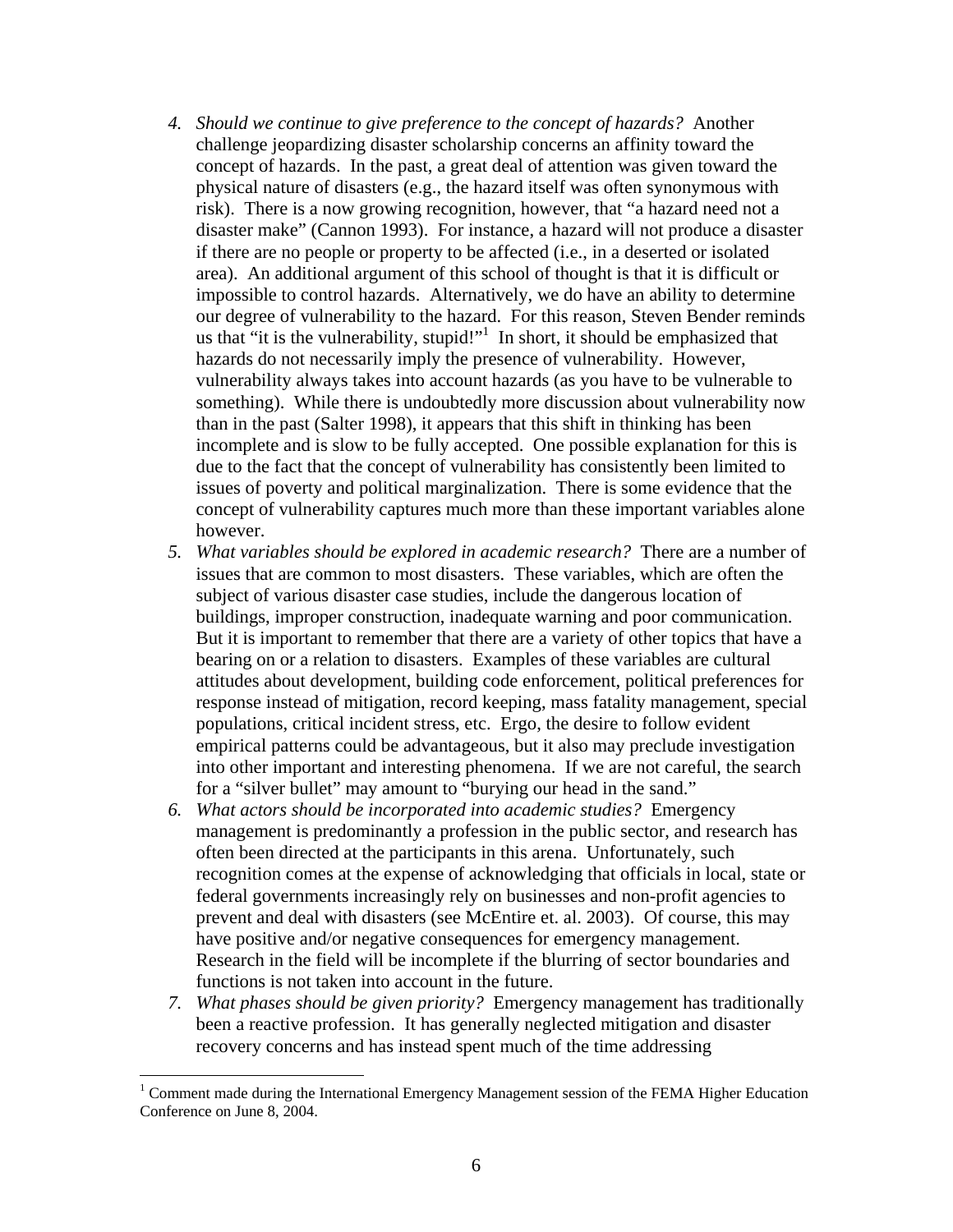4. *Should we continue to give preference to the concept of hazards?* Another challenge jeopardizing disaster scholarship concerns an affinity toward the concept of hazards. In the past, a great deal of attention was given toward the physical nature of disasters (e.g., the hazard itself was often synonymous with risk). There is a now growing recognition, however, that "a hazard need not a disaster make" (Cannon 1993). For instance, a hazard will not produce a disaster if there are no people or property to be affected (i.e., in a deserted or isolated area). An additional argument of this school of thought is that it is difficult or impossible to control hazards. Alternatively, we do have an ability to determine our degree of vulnerability to the hazard. For this reason, Steven Bender reminds us that "it is the vulnerability, stupid!"[1] In short, it should be emphasized that hazards do not necessarily imply the presence of vulnerability. However, vulnerability always takes into account hazards (as you have to be vulnerable to something). While there is undoubtedly more discussion about vulnerability now than in the past (Salter 1998), it appears that this shift in thinking has been incomplete and is slow to be fully accepted. One possible explanation for this is due to the fact that the concept of vulnerability has consistently been limited to issues of poverty and political marginalization. There is some evidence that the concept of vulnerability captures much more than these important variables alone however.
5. *What variables should be explored in academic research?* There are a number of issues that are common to most disasters. These variables, which are often the subject of various disaster case studies, include the dangerous location of buildings, improper construction, inadequate warning and poor communication. But it is important to remember that there are a variety of other topics that have a bearing on or a relation to disasters. Examples of these variables are cultural attitudes about development, building code enforcement, political preferences for response instead of mitigation, record keeping, mass fatality management, special populations, critical incident stress, etc. Ergo, the desire to follow evident empirical patterns could be advantageous, but it also may preclude investigation into other important and interesting phenomena. If we are not careful, the search for a "silver bullet" may amount to "burying our head in the sand."
6. *What actors should be incorporated into academic studies?* Emergency management is predominantly a profession in the public sector, and research has often been directed at the participants in this arena. Unfortunately, such recognition comes at the expense of acknowledging that officials in local, state or federal governments increasingly rely on businesses and non-profit agencies to prevent and deal with disasters (see McEntire et. al. 2003). Of course, this may have positive and/or negative consequences for emergency management. Research in the field will be incomplete if the blurring of sector boundaries and functions is not taken into account in the future.
7. *What phases should be given priority?* Emergency management has traditionally been a reactive profession. It has generally neglected mitigation and disaster recovery concerns and has instead spent much of the time addressing

[1] Comment made during the International Emergency Management session of the FEMA Higher Education Conference on June 8, 2004.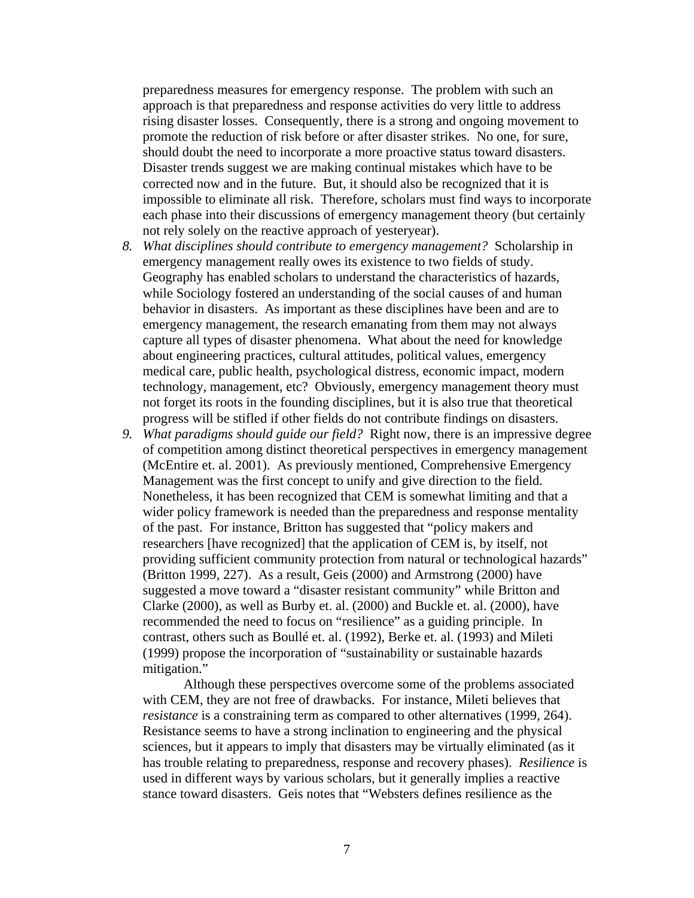preparedness measures for emergency response. The problem with such an approach is that preparedness and response activities do very little to address rising disaster losses. Consequently, there is a strong and ongoing movement to promote the reduction of risk before or after disaster strikes. No one, for sure, should doubt the need to incorporate a more proactive status toward disasters. Disaster trends suggest we are making continual mistakes which have to be corrected now and in the future. But, it should also be recognized that it is impossible to eliminate all risk. Therefore, scholars must find ways to incorporate each phase into their discussions of emergency management theory (but certainly not rely solely on the reactive approach of yesteryear).

8. *What disciplines should contribute to emergency management?* Scholarship in emergency management really owes its existence to two fields of study. Geography has enabled scholars to understand the characteristics of hazards, while Sociology fostered an understanding of the social causes of and human behavior in disasters. As important as these disciplines have been and are to emergency management, the research emanating from them may not always capture all types of disaster phenomena. What about the need for knowledge about engineering practices, cultural attitudes, political values, emergency medical care, public health, psychological distress, economic impact, modern technology, management, etc? Obviously, emergency management theory must not forget its roots in the founding disciplines, but it is also true that theoretical progress will be stifled if other fields do not contribute findings on disasters.
9. *What paradigms should guide our field?* Right now, there is an impressive degree of competition among distinct theoretical perspectives in emergency management (McEntire et. al. 2001). As previously mentioned, Comprehensive Emergency Management was the first concept to unify and give direction to the field. Nonetheless, it has been recognized that CEM is somewhat limiting and that a wider policy framework is needed than the preparedness and response mentality of the past. For instance, Britton has suggested that "policy makers and researchers [have recognized] that the application of CEM is, by itself, not providing sufficient community protection from natural or technological hazards" (Britton 1999, 227). As a result, Geis (2000) and Armstrong (2000) have suggested a move toward a "disaster resistant community" while Britton and Clarke (2000), as well as Burby et. al. (2000) and Buckle et. al. (2000), have recommended the need to focus on "resilience" as a guiding principle. In contrast, others such as Boullé et. al. (1992), Berke et. al. (1993) and Mileti (1999) propose the incorporation of "sustainability or sustainable hazards mitigation."

   Although these perspectives overcome some of the problems associated with CEM, they are not free of drawbacks. For instance, Mileti believes that *resistance* is a constraining term as compared to other alternatives (1999, 264). Resistance seems to have a strong inclination to engineering and the physical sciences, but it appears to imply that disasters may be virtually eliminated (as it has trouble relating to preparedness, response and recovery phases). *Resilience* is used in different ways by various scholars, but it generally implies a reactive stance toward disasters. Geis notes that "Websters defines resilience as the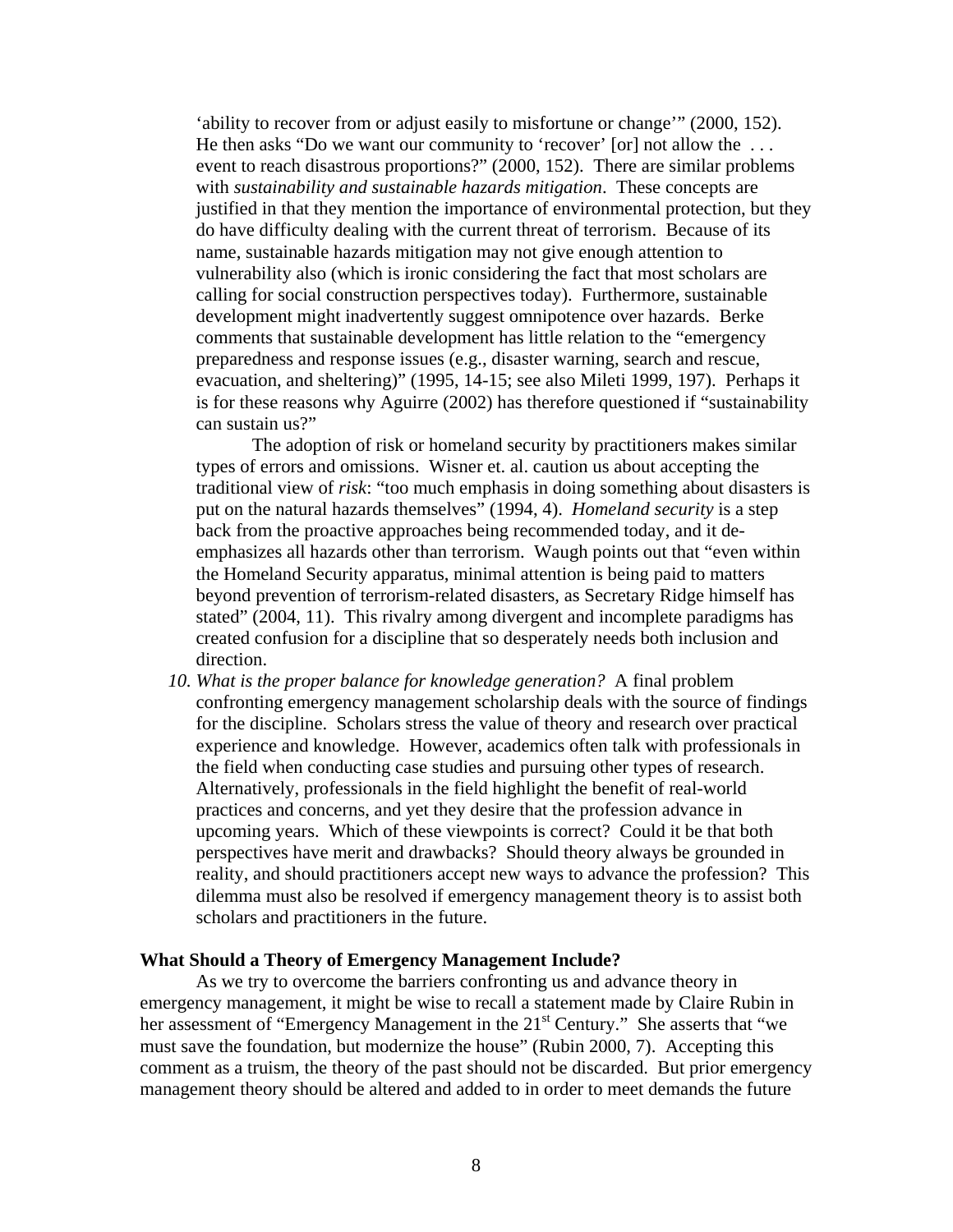'ability to recover from or adjust easily to misfortune or change'" (2000, 152). He then asks "Do we want our community to 'recover' [or] not allow the . . . event to reach disastrous proportions?" (2000, 152). There are similar problems with *sustainability and sustainable hazards mitigation*. These concepts are justified in that they mention the importance of environmental protection, but they do have difficulty dealing with the current threat of terrorism. Because of its name, sustainable hazards mitigation may not give enough attention to vulnerability also (which is ironic considering the fact that most scholars are calling for social construction perspectives today). Furthermore, sustainable development might inadvertently suggest omnipotence over hazards. Berke comments that sustainable development has little relation to the "emergency preparedness and response issues (e.g., disaster warning, search and rescue, evacuation, and sheltering)" (1995, 14-15; see also Mileti 1999, 197). Perhaps it is for these reasons why Aguirre (2002) has therefore questioned if "sustainability can sustain us?"

The adoption of risk or homeland security by practitioners makes similar types of errors and omissions. Wisner et. al. caution us about accepting the traditional view of *risk*: "too much emphasis in doing something about disasters is put on the natural hazards themselves" (1994, 4). *Homeland security* is a step back from the proactive approaches being recommended today, and it de-emphasizes all hazards other than terrorism. Waugh points out that "even within the Homeland Security apparatus, minimal attention is being paid to matters beyond prevention of terrorism-related disasters, as Secretary Ridge himself has stated" (2004, 11). This rivalry among divergent and incomplete paradigms has created confusion for a discipline that so desperately needs both inclusion and direction.

10. *What is the proper balance for knowledge generation?* A final problem confronting emergency management scholarship deals with the source of findings for the discipline. Scholars stress the value of theory and research over practical experience and knowledge. However, academics often talk with professionals in the field when conducting case studies and pursuing other types of research. Alternatively, professionals in the field highlight the benefit of real-world practices and concerns, and yet they desire that the profession advance in upcoming years. Which of these viewpoints is correct? Could it be that both perspectives have merit and drawbacks? Should theory always be grounded in reality, and should practitioners accept new ways to advance the profession? This dilemma must also be resolved if emergency management theory is to assist both scholars and practitioners in the future.

**What Should a Theory of Emergency Management Include?**

As we try to overcome the barriers confronting us and advance theory in emergency management, it might be wise to recall a statement made by Claire Rubin in her assessment of "Emergency Management in the 21st Century." She asserts that "we must save the foundation, but modernize the house" (Rubin 2000, 7). Accepting this comment as a truism, the theory of the past should not be discarded. But prior emergency management theory should be altered and added to in order to meet demands the future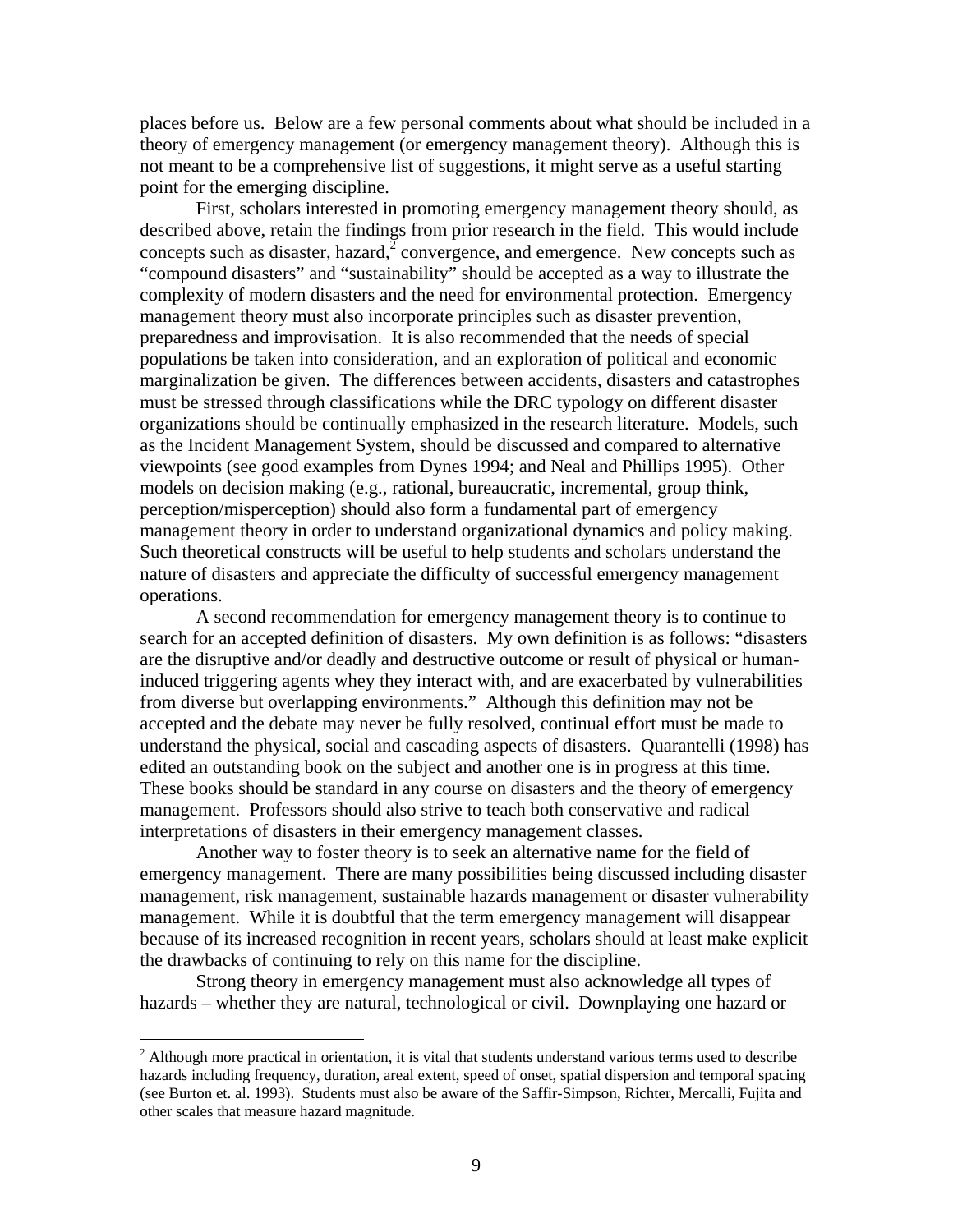places before us. Below are a few personal comments about what should be included in a theory of emergency management (or emergency management theory). Although this is not meant to be a comprehensive list of suggestions, it might serve as a useful starting point for the emerging discipline.

First, scholars interested in promoting emergency management theory should, as described above, retain the findings from prior research in the field. This would include concepts such as disaster, hazard,[2] convergence, and emergence. New concepts such as "compound disasters" and "sustainability" should be accepted as a way to illustrate the complexity of modern disasters and the need for environmental protection. Emergency management theory must also incorporate principles such as disaster prevention, preparedness and improvisation. It is also recommended that the needs of special populations be taken into consideration, and an exploration of political and economic marginalization be given. The differences between accidents, disasters and catastrophes must be stressed through classifications while the DRC typology on different disaster organizations should be continually emphasized in the research literature. Models, such as the Incident Management System, should be discussed and compared to alternative viewpoints (see good examples from Dynes 1994; and Neal and Phillips 1995). Other models on decision making (e.g., rational, bureaucratic, incremental, group think, perception/misperception) should also form a fundamental part of emergency management theory in order to understand organizational dynamics and policy making. Such theoretical constructs will be useful to help students and scholars understand the nature of disasters and appreciate the difficulty of successful emergency management operations.

A second recommendation for emergency management theory is to continue to search for an accepted definition of disasters. My own definition is as follows: "disasters are the disruptive and/or deadly and destructive outcome or result of physical or human-induced triggering agents whey they interact with, and are exacerbated by vulnerabilities from diverse but overlapping environments." Although this definition may not be accepted and the debate may never be fully resolved, continual effort must be made to understand the physical, social and cascading aspects of disasters. Quarantelli (1998) has edited an outstanding book on the subject and another one is in progress at this time. These books should be standard in any course on disasters and the theory of emergency management. Professors should also strive to teach both conservative and radical interpretations of disasters in their emergency management classes.

Another way to foster theory is to seek an alternative name for the field of emergency management. There are many possibilities being discussed including disaster management, risk management, sustainable hazards management or disaster vulnerability management. While it is doubtful that the term emergency management will disappear because of its increased recognition in recent years, scholars should at least make explicit the drawbacks of continuing to rely on this name for the discipline.

Strong theory in emergency management must also acknowledge all types of hazards – whether they are natural, technological or civil. Downplaying one hazard or

---

[2] Although more practical in orientation, it is vital that students understand various terms used to describe hazards including frequency, duration, areal extent, speed of onset, spatial dispersion and temporal spacing (see Burton et. al. 1993). Students must also be aware of the Saffir-Simpson, Richter, Mercalli, Fujita and other scales that measure hazard magnitude.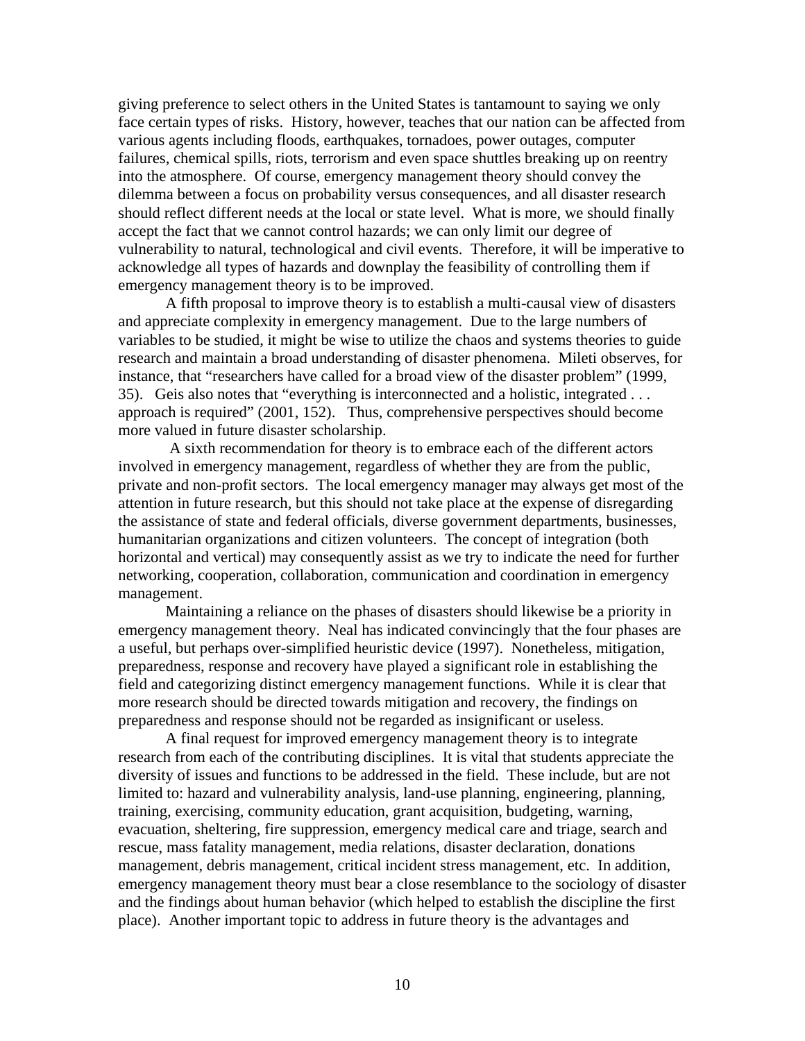giving preference to select others in the United States is tantamount to saying we only face certain types of risks. History, however, teaches that our nation can be affected from various agents including floods, earthquakes, tornadoes, power outages, computer failures, chemical spills, riots, terrorism and even space shuttles breaking up on reentry into the atmosphere. Of course, emergency management theory should convey the dilemma between a focus on probability versus consequences, and all disaster research should reflect different needs at the local or state level. What is more, we should finally accept the fact that we cannot control hazards; we can only limit our degree of vulnerability to natural, technological and civil events. Therefore, it will be imperative to acknowledge all types of hazards and downplay the feasibility of controlling them if emergency management theory is to be improved.

A fifth proposal to improve theory is to establish a multi-causal view of disasters and appreciate complexity in emergency management. Due to the large numbers of variables to be studied, it might be wise to utilize the chaos and systems theories to guide research and maintain a broad understanding of disaster phenomena. Mileti observes, for instance, that "researchers have called for a broad view of the disaster problem" (1999, 35). Geis also notes that "everything is interconnected and a holistic, integrated . . . approach is required" (2001, 152). Thus, comprehensive perspectives should become more valued in future disaster scholarship.

A sixth recommendation for theory is to embrace each of the different actors involved in emergency management, regardless of whether they are from the public, private and non-profit sectors. The local emergency manager may always get most of the attention in future research, but this should not take place at the expense of disregarding the assistance of state and federal officials, diverse government departments, businesses, humanitarian organizations and citizen volunteers. The concept of integration (both horizontal and vertical) may consequently assist as we try to indicate the need for further networking, cooperation, collaboration, communication and coordination in emergency management.

Maintaining a reliance on the phases of disasters should likewise be a priority in emergency management theory. Neal has indicated convincingly that the four phases are a useful, but perhaps over-simplified heuristic device (1997). Nonetheless, mitigation, preparedness, response and recovery have played a significant role in establishing the field and categorizing distinct emergency management functions. While it is clear that more research should be directed towards mitigation and recovery, the findings on preparedness and response should not be regarded as insignificant or useless.

A final request for improved emergency management theory is to integrate research from each of the contributing disciplines. It is vital that students appreciate the diversity of issues and functions to be addressed in the field. These include, but are not limited to: hazard and vulnerability analysis, land-use planning, engineering, planning, training, exercising, community education, grant acquisition, budgeting, warning, evacuation, sheltering, fire suppression, emergency medical care and triage, search and rescue, mass fatality management, media relations, disaster declaration, donations management, debris management, critical incident stress management, etc. In addition, emergency management theory must bear a close resemblance to the sociology of disaster and the findings about human behavior (which helped to establish the discipline the first place). Another important topic to address in future theory is the advantages and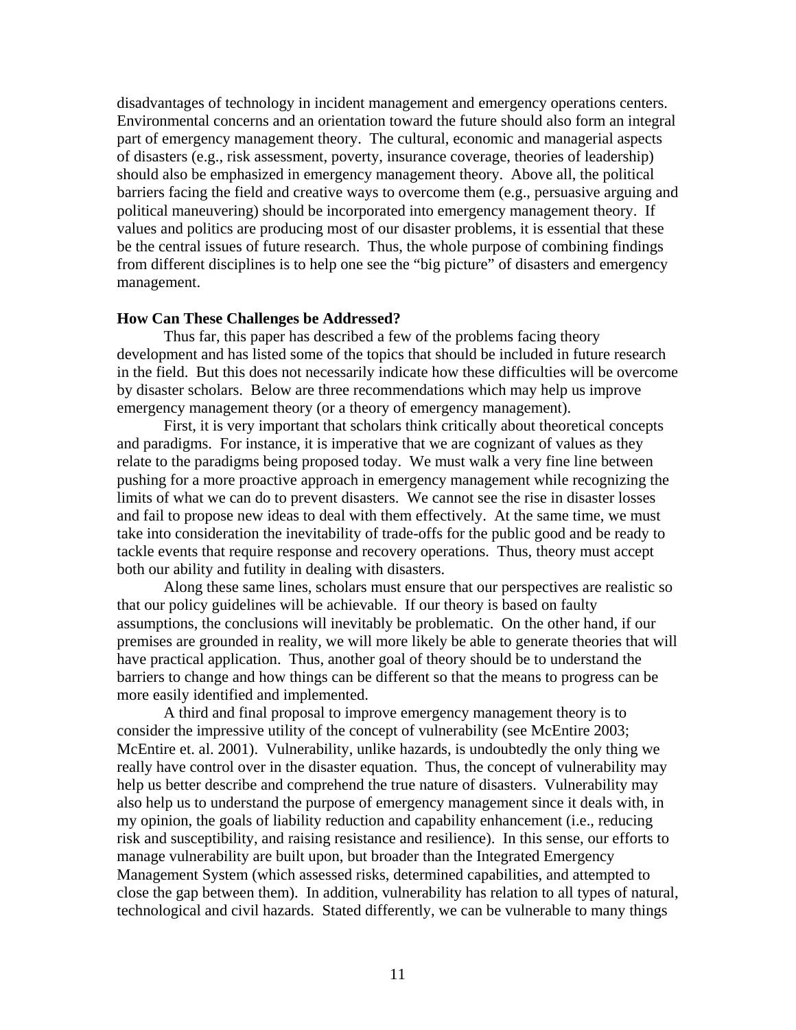disadvantages of technology in incident management and emergency operations centers. Environmental concerns and an orientation toward the future should also form an integral part of emergency management theory. The cultural, economic and managerial aspects of disasters (e.g., risk assessment, poverty, insurance coverage, theories of leadership) should also be emphasized in emergency management theory. Above all, the political barriers facing the field and creative ways to overcome them (e.g., persuasive arguing and political maneuvering) should be incorporated into emergency management theory. If values and politics are producing most of our disaster problems, it is essential that these be the central issues of future research. Thus, the whole purpose of combining findings from different disciplines is to help one see the "big picture" of disasters and emergency management.

**How Can These Challenges be Addressed?**

Thus far, this paper has described a few of the problems facing theory development and has listed some of the topics that should be included in future research in the field. But this does not necessarily indicate how these difficulties will be overcome by disaster scholars. Below are three recommendations which may help us improve emergency management theory (or a theory of emergency management).

First, it is very important that scholars think critically about theoretical concepts and paradigms. For instance, it is imperative that we are cognizant of values as they relate to the paradigms being proposed today. We must walk a very fine line between pushing for a more proactive approach in emergency management while recognizing the limits of what we can do to prevent disasters. We cannot see the rise in disaster losses and fail to propose new ideas to deal with them effectively. At the same time, we must take into consideration the inevitability of trade-offs for the public good and be ready to tackle events that require response and recovery operations. Thus, theory must accept both our ability and futility in dealing with disasters.

Along these same lines, scholars must ensure that our perspectives are realistic so that our policy guidelines will be achievable. If our theory is based on faulty assumptions, the conclusions will inevitably be problematic. On the other hand, if our premises are grounded in reality, we will more likely be able to generate theories that will have practical application. Thus, another goal of theory should be to understand the barriers to change and how things can be different so that the means to progress can be more easily identified and implemented.

A third and final proposal to improve emergency management theory is to consider the impressive utility of the concept of vulnerability (see McEntire 2003; McEntire et. al. 2001). Vulnerability, unlike hazards, is undoubtedly the only thing we really have control over in the disaster equation. Thus, the concept of vulnerability may help us better describe and comprehend the true nature of disasters. Vulnerability may also help us to understand the purpose of emergency management since it deals with, in my opinion, the goals of liability reduction and capability enhancement (i.e., reducing risk and susceptibility, and raising resistance and resilience). In this sense, our efforts to manage vulnerability are built upon, but broader than the Integrated Emergency Management System (which assessed risks, determined capabilities, and attempted to close the gap between them). In addition, vulnerability has relation to all types of natural, technological and civil hazards. Stated differently, we can be vulnerable to many things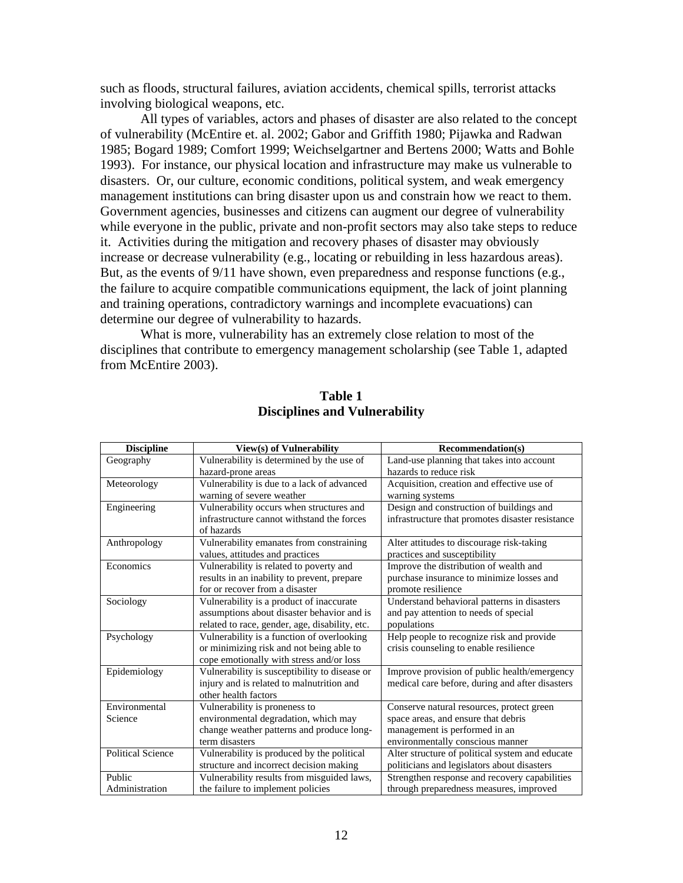such as floods, structural failures, aviation accidents, chemical spills, terrorist attacks involving biological weapons, etc.

All types of variables, actors and phases of disaster are also related to the concept of vulnerability (McEntire et. al. 2002; Gabor and Griffith 1980; Pijawka and Radwan 1985; Bogard 1989; Comfort 1999; Weichselgartner and Bertens 2000; Watts and Bohle 1993). For instance, our physical location and infrastructure may make us vulnerable to disasters. Or, our culture, economic conditions, political system, and weak emergency management institutions can bring disaster upon us and constrain how we react to them. Government agencies, businesses and citizens can augment our degree of vulnerability while everyone in the public, private and non-profit sectors may also take steps to reduce it. Activities during the mitigation and recovery phases of disaster may obviously increase or decrease vulnerability (e.g., locating or rebuilding in less hazardous areas). But, as the events of 9/11 have shown, even preparedness and response functions (e.g., the failure to acquire compatible communications equipment, the lack of joint planning and training operations, contradictory warnings and incomplete evacuations) can determine our degree of vulnerability to hazards.

What is more, vulnerability has an extremely close relation to most of the disciplines that contribute to emergency management scholarship (see Table 1, adapted from McEntire 2003).

**Table 1**
**Disciplines and Vulnerability**

| Discipline | View(s) of Vulnerability | Recommendation(s) |
|---|---|---|
| Geography | Vulnerability is determined by the use of hazard-prone areas | Land-use planning that takes into account hazards to reduce risk |
| Meteorology | Vulnerability is due to a lack of advanced warning of severe weather | Acquisition, creation and effective use of warning systems |
| Engineering | Vulnerability occurs when structures and infrastructure cannot withstand the forces of hazards | Design and construction of buildings and infrastructure that promotes disaster resistance |
| Anthropology | Vulnerability emanates from constraining values, attitudes and practices | Alter attitudes to discourage risk-taking practices and susceptibility |
| Economics | Vulnerability is related to poverty and results in an inability to prevent, prepare for or recover from a disaster | Improve the distribution of wealth and purchase insurance to minimize losses and promote resilience |
| Sociology | Vulnerability is a product of inaccurate assumptions about disaster behavior and is related to race, gender, age, disability, etc. | Understand behavioral patterns in disasters and pay attention to needs of special populations |
| Psychology | Vulnerability is a function of overlooking or minimizing risk and not being able to cope emotionally with stress and/or loss | Help people to recognize risk and provide crisis counseling to enable resilience |
| Epidemiology | Vulnerability is susceptibility to disease or injury and is related to malnutrition and other health factors | Improve provision of public health/emergency medical care before, during and after disasters |
| Environmental Science | Vulnerability is proneness to environmental degradation, which may change weather patterns and produce long-term disasters | Conserve natural resources, protect green space areas, and ensure that debris management is performed in an environmentally conscious manner |
| Political Science | Vulnerability is produced by the political structure and incorrect decision making | Alter structure of political system and educate politicians and legislators about disasters |
| Public Administration | Vulnerability results from misguided laws, the failure to implement policies | Strengthen response and recovery capabilities through preparedness measures, improved |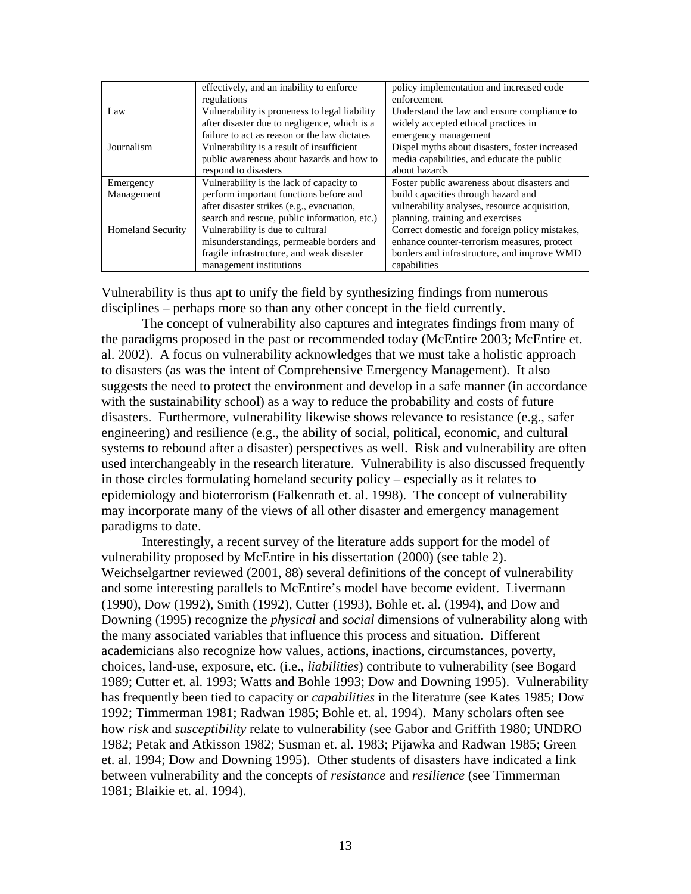| | effectively, and an inability to enforce regulations | policy implementation and increased code enforcement |
|---|---|---|
| Law | Vulnerability is proneness to legal liability after disaster due to negligence, which is a failure to act as reason or the law dictates | Understand the law and ensure compliance to widely accepted ethical practices in emergency management |
| Journalism | Vulnerability is a result of insufficient public awareness about hazards and how to respond to disasters | Dispel myths about disasters, foster increased media capabilities, and educate the public about hazards |
| Emergency Management | Vulnerability is the lack of capacity to perform important functions before and after disaster strikes (e.g., evacuation, search and rescue, public information, etc.) | Foster public awareness about disasters and build capacities through hazard and vulnerability analyses, resource acquisition, planning, training and exercises |
| Homeland Security | Vulnerability is due to cultural misunderstandings, permeable borders and fragile infrastructure, and weak disaster management institutions | Correct domestic and foreign policy mistakes, enhance counter-terrorism measures, protect borders and infrastructure, and improve WMD capabilities |

Vulnerability is thus apt to unify the field by synthesizing findings from numerous disciplines – perhaps more so than any other concept in the field currently.

The concept of vulnerability also captures and integrates findings from many of the paradigms proposed in the past or recommended today (McEntire 2003; McEntire et. al. 2002). A focus on vulnerability acknowledges that we must take a holistic approach to disasters (as was the intent of Comprehensive Emergency Management). It also suggests the need to protect the environment and develop in a safe manner (in accordance with the sustainability school) as a way to reduce the probability and costs of future disasters. Furthermore, vulnerability likewise shows relevance to resistance (e.g., safer engineering) and resilience (e.g., the ability of social, political, economic, and cultural systems to rebound after a disaster) perspectives as well. Risk and vulnerability are often used interchangeably in the research literature. Vulnerability is also discussed frequently in those circles formulating homeland security policy – especially as it relates to epidemiology and bioterrorism (Falkenrath et. al. 1998). The concept of vulnerability may incorporate many of the views of all other disaster and emergency management paradigms to date.

Interestingly, a recent survey of the literature adds support for the model of vulnerability proposed by McEntire in his dissertation (2000) (see table 2). Weichselgartner reviewed (2001, 88) several definitions of the concept of vulnerability and some interesting parallels to McEntire's model have become evident. Livermann (1990), Dow (1992), Smith (1992), Cutter (1993), Bohle et. al. (1994), and Dow and Downing (1995) recognize the *physical* and *social* dimensions of vulnerability along with the many associated variables that influence this process and situation. Different academicians also recognize how values, actions, inactions, circumstances, poverty, choices, land-use, exposure, etc. (i.e., *liabilities*) contribute to vulnerability (see Bogard 1989; Cutter et. al. 1993; Watts and Bohle 1993; Dow and Downing 1995). Vulnerability has frequently been tied to capacity or *capabilities* in the literature (see Kates 1985; Dow 1992; Timmerman 1981; Radwan 1985; Bohle et. al. 1994). Many scholars often see how *risk* and *susceptibility* relate to vulnerability (see Gabor and Griffith 1980; UNDRO 1982; Petak and Atkisson 1982; Susman et. al. 1983; Pijawka and Radwan 1985; Green et. al. 1994; Dow and Downing 1995). Other students of disasters have indicated a link between vulnerability and the concepts of *resistance* and *resilience* (see Timmerman 1981; Blaikie et. al. 1994).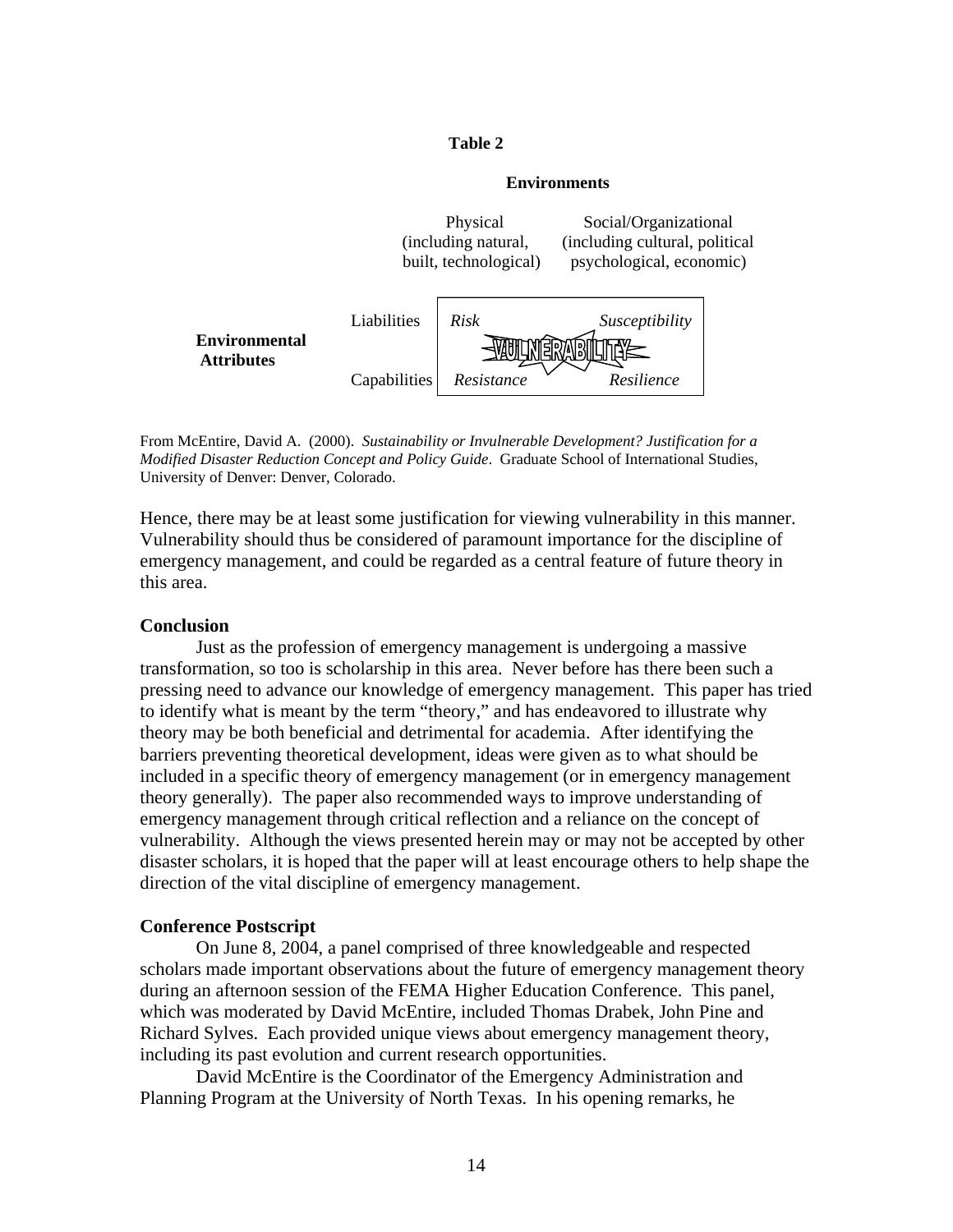**Table 2**

| | | **Environments** | |
|---|---|---|---|
| | | Physical (including natural, built, technological) | Social/Organizational (including cultural, political psychological, economic) |
| **Environmental Attributes** | Liabilities | *Risk* | *Susceptibility* |
| | | VULNERABILITY | |
| | Capabilities | *Resistance* | *Resilience* |

From McEntire, David A. (2000). *Sustainability or Invulnerable Development? Justification for a Modified Disaster Reduction Concept and Policy Guide*. Graduate School of International Studies, University of Denver: Denver, Colorado.

Hence, there may be at least some justification for viewing vulnerability in this manner. Vulnerability should thus be considered of paramount importance for the discipline of emergency management, and could be regarded as a central feature of future theory in this area.

## Conclusion

Just as the profession of emergency management is undergoing a massive transformation, so too is scholarship in this area. Never before has there been such a pressing need to advance our knowledge of emergency management. This paper has tried to identify what is meant by the term "theory," and has endeavored to illustrate why theory may be both beneficial and detrimental for academia. After identifying the barriers preventing theoretical development, ideas were given as to what should be included in a specific theory of emergency management (or in emergency management theory generally). The paper also recommended ways to improve understanding of emergency management through critical reflection and a reliance on the concept of vulnerability. Although the views presented herein may or may not be accepted by other disaster scholars, it is hoped that the paper will at least encourage others to help shape the direction of the vital discipline of emergency management.

## Conference Postscript

On June 8, 2004, a panel comprised of three knowledgeable and respected scholars made important observations about the future of emergency management theory during an afternoon session of the FEMA Higher Education Conference. This panel, which was moderated by David McEntire, included Thomas Drabek, John Pine and Richard Sylves. Each provided unique views about emergency management theory, including its past evolution and current research opportunities.

David McEntire is the Coordinator of the Emergency Administration and Planning Program at the University of North Texas. In his opening remarks, he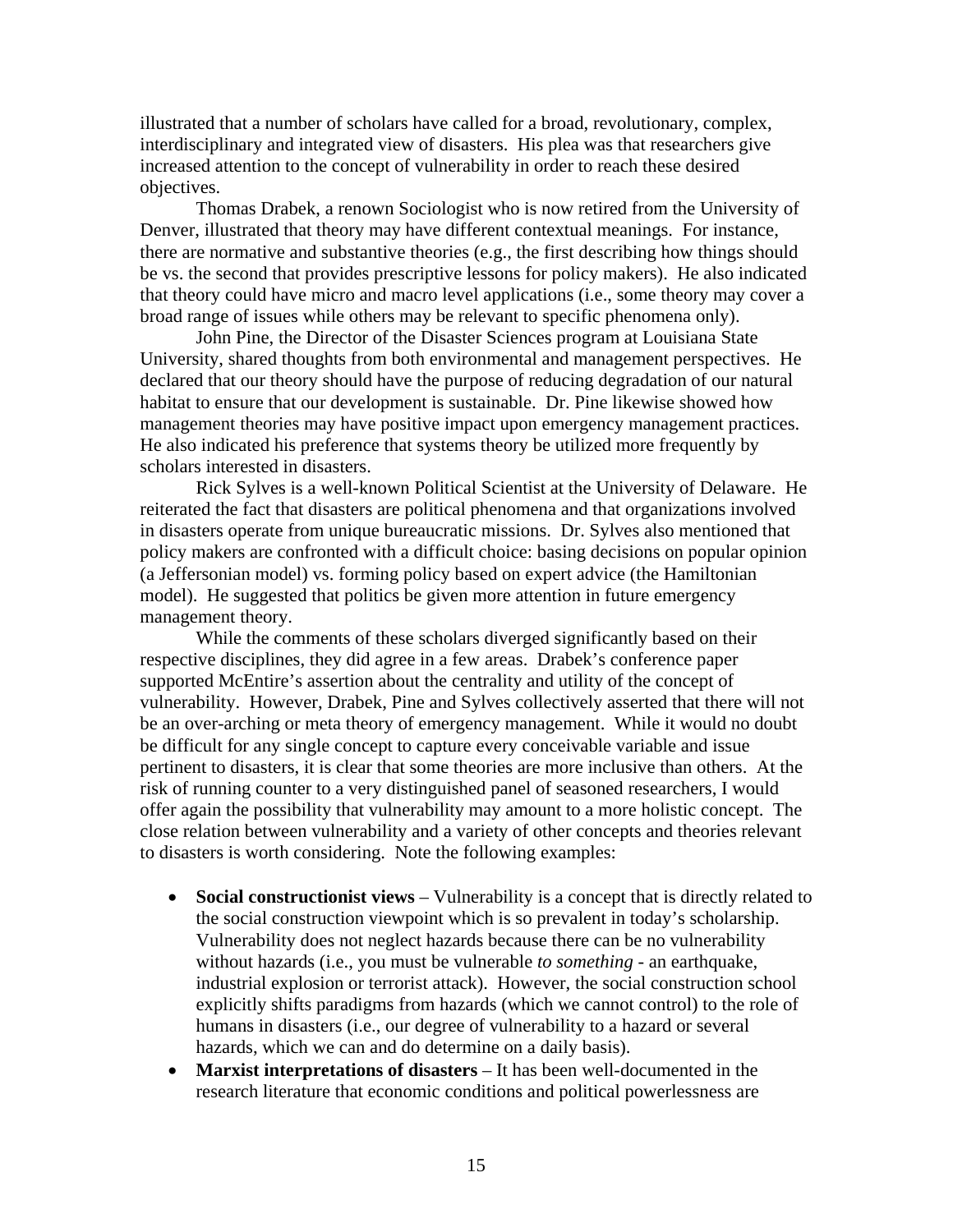illustrated that a number of scholars have called for a broad, revolutionary, complex, interdisciplinary and integrated view of disasters. His plea was that researchers give increased attention to the concept of vulnerability in order to reach these desired objectives.

Thomas Drabek, a renown Sociologist who is now retired from the University of Denver, illustrated that theory may have different contextual meanings. For instance, there are normative and substantive theories (e.g., the first describing how things should be vs. the second that provides prescriptive lessons for policy makers). He also indicated that theory could have micro and macro level applications (i.e., some theory may cover a broad range of issues while others may be relevant to specific phenomena only).

John Pine, the Director of the Disaster Sciences program at Louisiana State University, shared thoughts from both environmental and management perspectives. He declared that our theory should have the purpose of reducing degradation of our natural habitat to ensure that our development is sustainable. Dr. Pine likewise showed how management theories may have positive impact upon emergency management practices. He also indicated his preference that systems theory be utilized more frequently by scholars interested in disasters.

Rick Sylves is a well-known Political Scientist at the University of Delaware. He reiterated the fact that disasters are political phenomena and that organizations involved in disasters operate from unique bureaucratic missions. Dr. Sylves also mentioned that policy makers are confronted with a difficult choice: basing decisions on popular opinion (a Jeffersonian model) vs. forming policy based on expert advice (the Hamiltonian model). He suggested that politics be given more attention in future emergency management theory.

While the comments of these scholars diverged significantly based on their respective disciplines, they did agree in a few areas. Drabek's conference paper supported McEntire's assertion about the centrality and utility of the concept of vulnerability. However, Drabek, Pine and Sylves collectively asserted that there will not be an over-arching or meta theory of emergency management. While it would no doubt be difficult for any single concept to capture every conceivable variable and issue pertinent to disasters, it is clear that some theories are more inclusive than others. At the risk of running counter to a very distinguished panel of seasoned researchers, I would offer again the possibility that vulnerability may amount to a more holistic concept. The close relation between vulnerability and a variety of other concepts and theories relevant to disasters is worth considering. Note the following examples:

- **Social constructionist views** – Vulnerability is a concept that is directly related to the social construction viewpoint which is so prevalent in today's scholarship. Vulnerability does not neglect hazards because there can be no vulnerability without hazards (i.e., you must be vulnerable *to something* - an earthquake, industrial explosion or terrorist attack). However, the social construction school explicitly shifts paradigms from hazards (which we cannot control) to the role of humans in disasters (i.e., our degree of vulnerability to a hazard or several hazards, which we can and do determine on a daily basis).
- **Marxist interpretations of disasters** – It has been well-documented in the research literature that economic conditions and political powerlessness are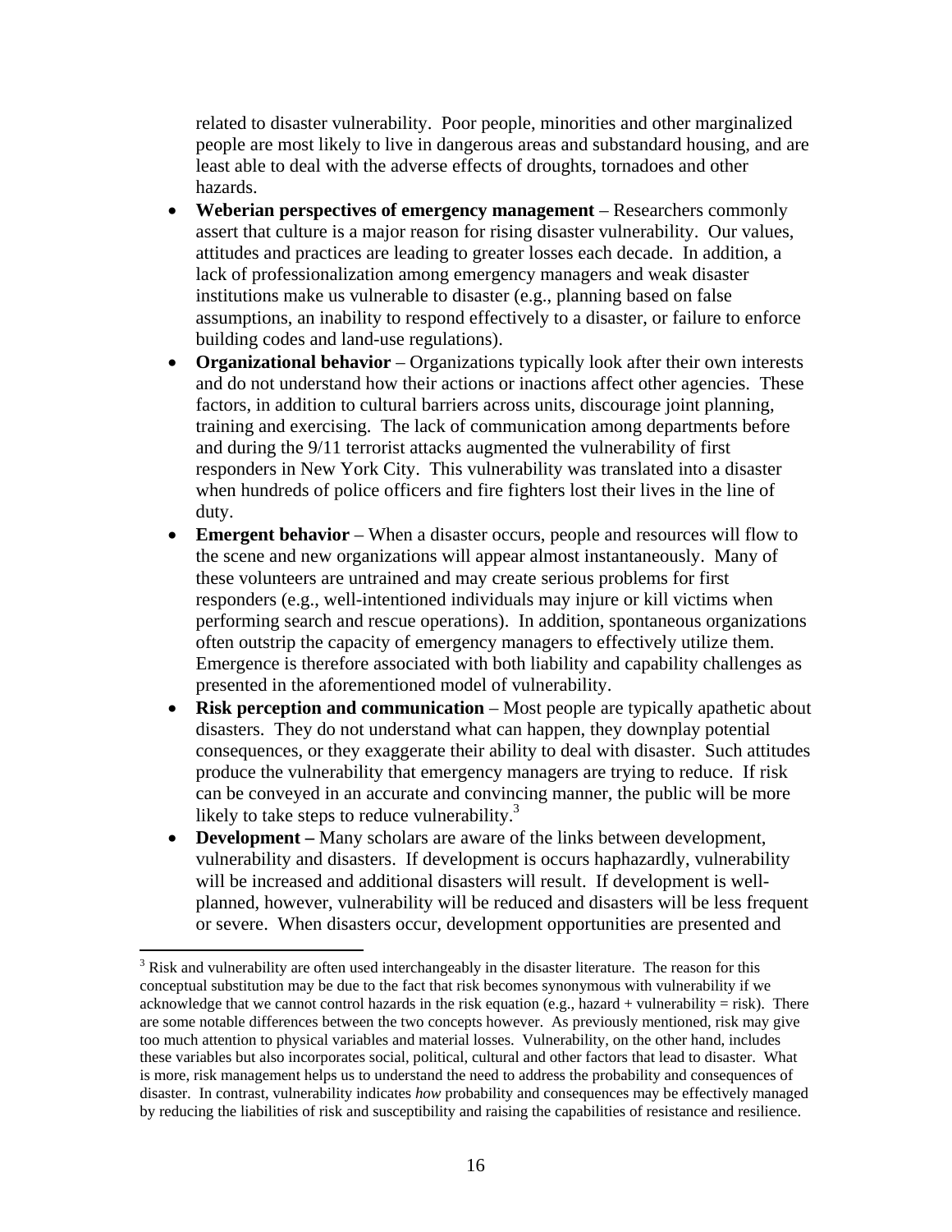related to disaster vulnerability. Poor people, minorities and other marginalized people are most likely to live in dangerous areas and substandard housing, and are least able to deal with the adverse effects of droughts, tornadoes and other hazards.

- **Weberian perspectives of emergency management** – Researchers commonly assert that culture is a major reason for rising disaster vulnerability. Our values, attitudes and practices are leading to greater losses each decade. In addition, a lack of professionalization among emergency managers and weak disaster institutions make us vulnerable to disaster (e.g., planning based on false assumptions, an inability to respond effectively to a disaster, or failure to enforce building codes and land-use regulations).
- **Organizational behavior** – Organizations typically look after their own interests and do not understand how their actions or inactions affect other agencies. These factors, in addition to cultural barriers across units, discourage joint planning, training and exercising. The lack of communication among departments before and during the 9/11 terrorist attacks augmented the vulnerability of first responders in New York City. This vulnerability was translated into a disaster when hundreds of police officers and fire fighters lost their lives in the line of duty.
- **Emergent behavior** – When a disaster occurs, people and resources will flow to the scene and new organizations will appear almost instantaneously. Many of these volunteers are untrained and may create serious problems for first responders (e.g., well-intentioned individuals may injure or kill victims when performing search and rescue operations). In addition, spontaneous organizations often outstrip the capacity of emergency managers to effectively utilize them. Emergence is therefore associated with both liability and capability challenges as presented in the aforementioned model of vulnerability.
- **Risk perception and communication** – Most people are typically apathetic about disasters. They do not understand what can happen, they downplay potential consequences, or they exaggerate their ability to deal with disaster. Such attitudes produce the vulnerability that emergency managers are trying to reduce. If risk can be conveyed in an accurate and convincing manner, the public will be more likely to take steps to reduce vulnerability.[3]
- **Development –** Many scholars are aware of the links between development, vulnerability and disasters. If development is occurs haphazardly, vulnerability will be increased and additional disasters will result. If development is well-planned, however, vulnerability will be reduced and disasters will be less frequent or severe. When disasters occur, development opportunities are presented and

[3] Risk and vulnerability are often used interchangeably in the disaster literature. The reason for this conceptual substitution may be due to the fact that risk becomes synonymous with vulnerability if we acknowledge that we cannot control hazards in the risk equation (e.g., hazard + vulnerability = risk). There are some notable differences between the two concepts however. As previously mentioned, risk may give too much attention to physical variables and material losses. Vulnerability, on the other hand, includes these variables but also incorporates social, political, cultural and other factors that lead to disaster. What is more, risk management helps us to understand the need to address the probability and consequences of disaster. In contrast, vulnerability indicates *how* probability and consequences may be effectively managed by reducing the liabilities of risk and susceptibility and raising the capabilities of resistance and resilience.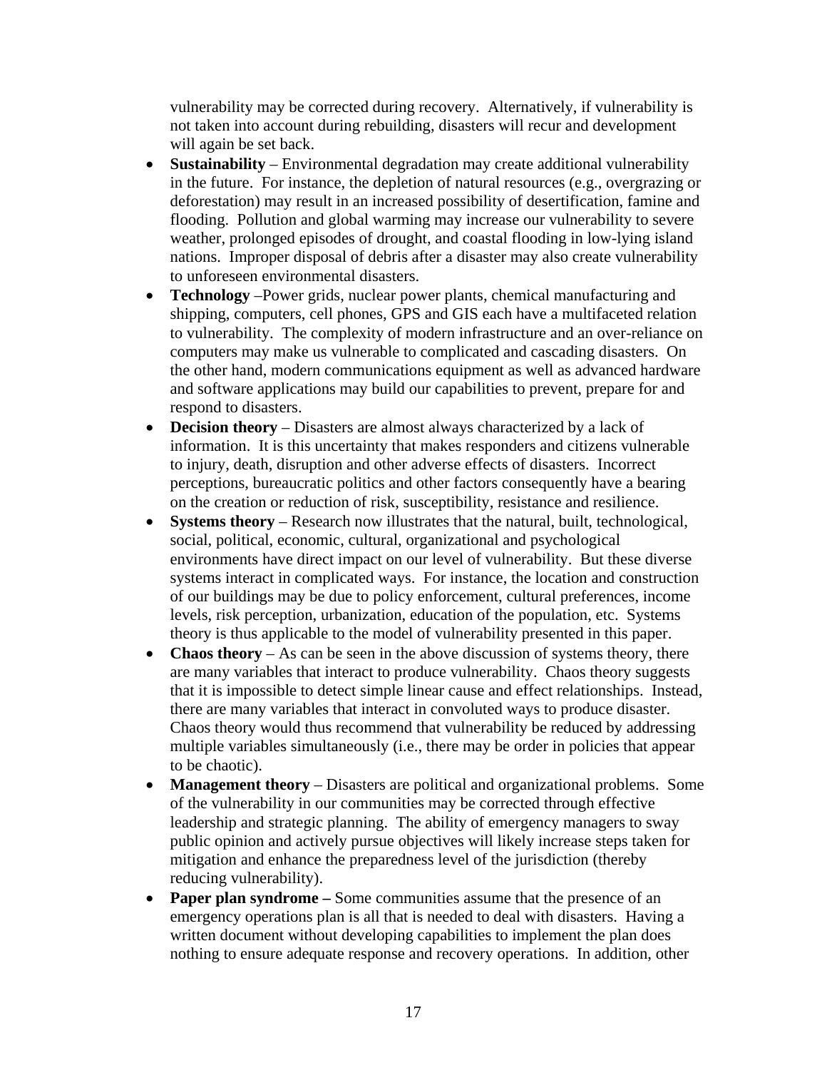vulnerability may be corrected during recovery. Alternatively, if vulnerability is not taken into account during rebuilding, disasters will recur and development will again be set back.

- **Sustainability** – Environmental degradation may create additional vulnerability in the future. For instance, the depletion of natural resources (e.g., overgrazing or deforestation) may result in an increased possibility of desertification, famine and flooding. Pollution and global warming may increase our vulnerability to severe weather, prolonged episodes of drought, and coastal flooding in low-lying island nations. Improper disposal of debris after a disaster may also create vulnerability to unforeseen environmental disasters.
- **Technology** –Power grids, nuclear power plants, chemical manufacturing and shipping, computers, cell phones, GPS and GIS each have a multifaceted relation to vulnerability. The complexity of modern infrastructure and an over-reliance on computers may make us vulnerable to complicated and cascading disasters. On the other hand, modern communications equipment as well as advanced hardware and software applications may build our capabilities to prevent, prepare for and respond to disasters.
- **Decision theory** – Disasters are almost always characterized by a lack of information. It is this uncertainty that makes responders and citizens vulnerable to injury, death, disruption and other adverse effects of disasters. Incorrect perceptions, bureaucratic politics and other factors consequently have a bearing on the creation or reduction of risk, susceptibility, resistance and resilience.
- **Systems theory** – Research now illustrates that the natural, built, technological, social, political, economic, cultural, organizational and psychological environments have direct impact on our level of vulnerability. But these diverse systems interact in complicated ways. For instance, the location and construction of our buildings may be due to policy enforcement, cultural preferences, income levels, risk perception, urbanization, education of the population, etc. Systems theory is thus applicable to the model of vulnerability presented in this paper.
- **Chaos theory** – As can be seen in the above discussion of systems theory, there are many variables that interact to produce vulnerability. Chaos theory suggests that it is impossible to detect simple linear cause and effect relationships. Instead, there are many variables that interact in convoluted ways to produce disaster. Chaos theory would thus recommend that vulnerability be reduced by addressing multiple variables simultaneously (i.e., there may be order in policies that appear to be chaotic).
- **Management theory** – Disasters are political and organizational problems. Some of the vulnerability in our communities may be corrected through effective leadership and strategic planning. The ability of emergency managers to sway public opinion and actively pursue objectives will likely increase steps taken for mitigation and enhance the preparedness level of the jurisdiction (thereby reducing vulnerability).
- **Paper plan syndrome –** Some communities assume that the presence of an emergency operations plan is all that is needed to deal with disasters. Having a written document without developing capabilities to implement the plan does nothing to ensure adequate response and recovery operations. In addition, other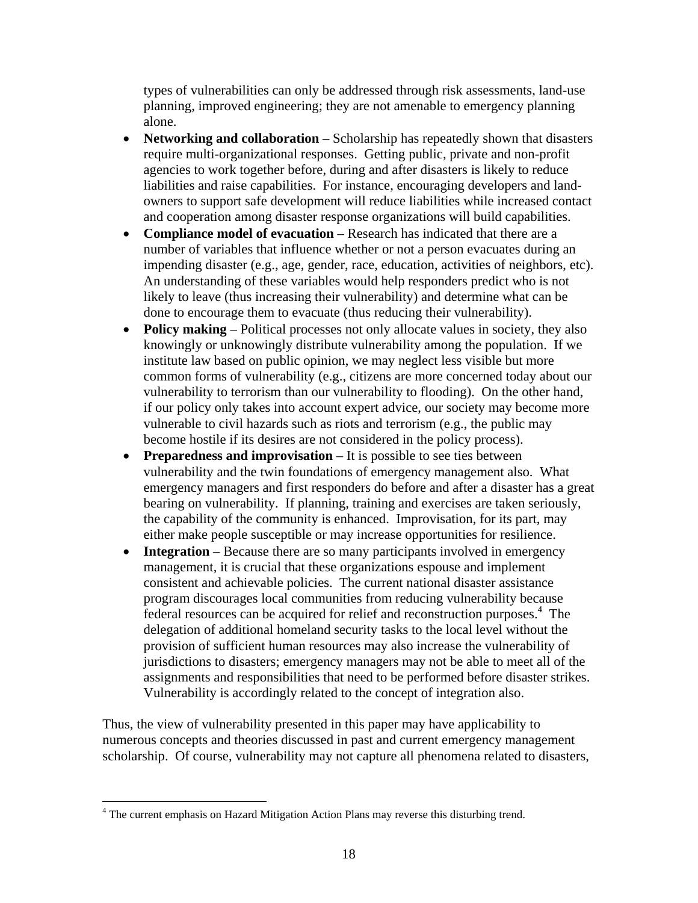types of vulnerabilities can only be addressed through risk assessments, land-use planning, improved engineering; they are not amenable to emergency planning alone.

- **Networking and collaboration** – Scholarship has repeatedly shown that disasters require multi-organizational responses. Getting public, private and non-profit agencies to work together before, during and after disasters is likely to reduce liabilities and raise capabilities. For instance, encouraging developers and land-owners to support safe development will reduce liabilities while increased contact and cooperation among disaster response organizations will build capabilities.
- **Compliance model of evacuation** – Research has indicated that there are a number of variables that influence whether or not a person evacuates during an impending disaster (e.g., age, gender, race, education, activities of neighbors, etc). An understanding of these variables would help responders predict who is not likely to leave (thus increasing their vulnerability) and determine what can be done to encourage them to evacuate (thus reducing their vulnerability).
- **Policy making** – Political processes not only allocate values in society, they also knowingly or unknowingly distribute vulnerability among the population. If we institute law based on public opinion, we may neglect less visible but more common forms of vulnerability (e.g., citizens are more concerned today about our vulnerability to terrorism than our vulnerability to flooding). On the other hand, if our policy only takes into account expert advice, our society may become more vulnerable to civil hazards such as riots and terrorism (e.g., the public may become hostile if its desires are not considered in the policy process).
- **Preparedness and improvisation** – It is possible to see ties between vulnerability and the twin foundations of emergency management also. What emergency managers and first responders do before and after a disaster has a great bearing on vulnerability. If planning, training and exercises are taken seriously, the capability of the community is enhanced. Improvisation, for its part, may either make people susceptible or may increase opportunities for resilience.
- **Integration** – Because there are so many participants involved in emergency management, it is crucial that these organizations espouse and implement consistent and achievable policies. The current national disaster assistance program discourages local communities from reducing vulnerability because federal resources can be acquired for relief and reconstruction purposes.[4] The delegation of additional homeland security tasks to the local level without the provision of sufficient human resources may also increase the vulnerability of jurisdictions to disasters; emergency managers may not be able to meet all of the assignments and responsibilities that need to be performed before disaster strikes. Vulnerability is accordingly related to the concept of integration also.

Thus, the view of vulnerability presented in this paper may have applicability to numerous concepts and theories discussed in past and current emergency management scholarship. Of course, vulnerability may not capture all phenomena related to disasters,

[4] The current emphasis on Hazard Mitigation Action Plans may reverse this disturbing trend.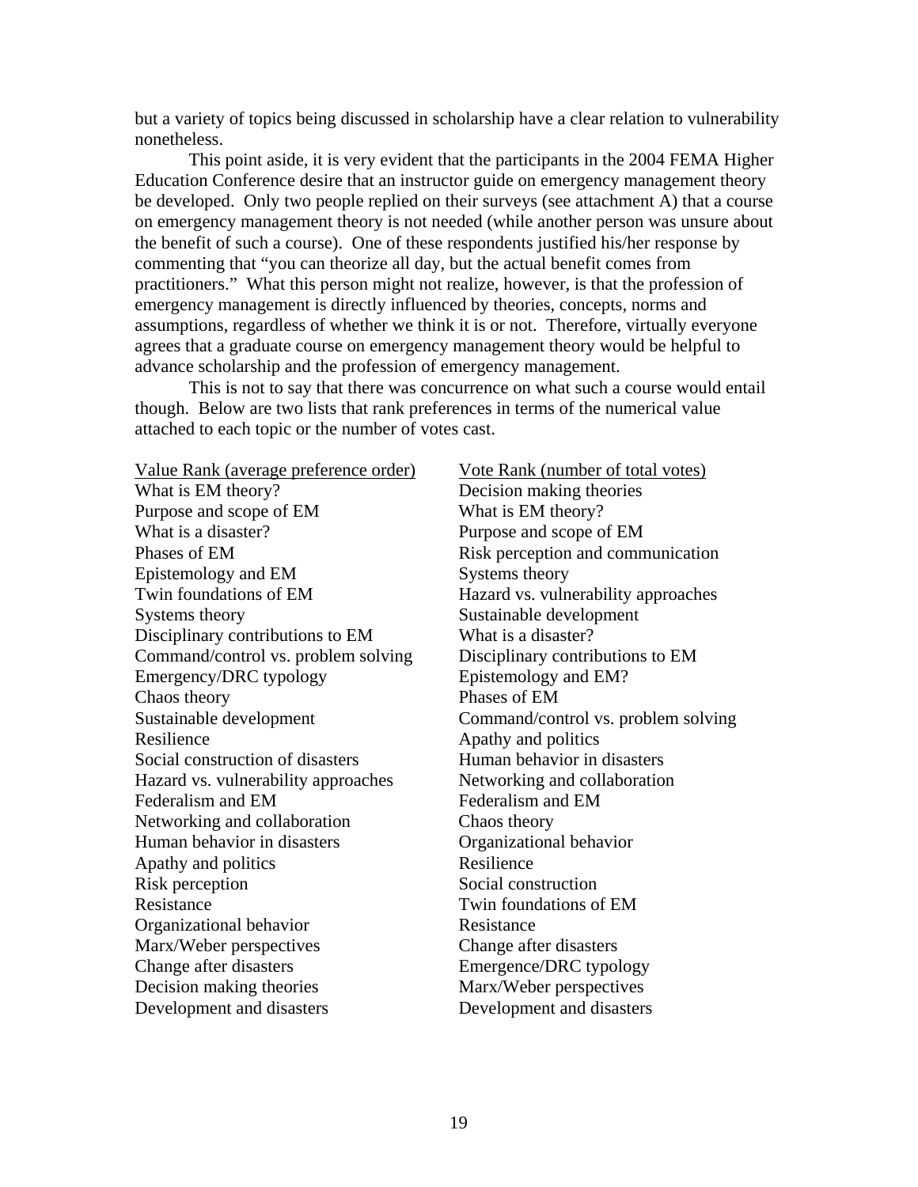but a variety of topics being discussed in scholarship have a clear relation to vulnerability nonetheless.

This point aside, it is very evident that the participants in the 2004 FEMA Higher Education Conference desire that an instructor guide on emergency management theory be developed. Only two people replied on their surveys (see attachment A) that a course on emergency management theory is not needed (while another person was unsure about the benefit of such a course). One of these respondents justified his/her response by commenting that "you can theorize all day, but the actual benefit comes from practitioners." What this person might not realize, however, is that the profession of emergency management is directly influenced by theories, concepts, norms and assumptions, regardless of whether we think it is or not. Therefore, virtually everyone agrees that a graduate course on emergency management theory would be helpful to advance scholarship and the profession of emergency management.

This is not to say that there was concurrence on what such a course would entail though. Below are two lists that rank preferences in terms of the numerical value attached to each topic or the number of votes cast.

| Value Rank (average preference order) | Vote Rank (number of total votes) |
|---|---|
| What is EM theory? | Decision making theories |
| Purpose and scope of EM | What is EM theory? |
| What is a disaster? | Purpose and scope of EM |
| Phases of EM | Risk perception and communication |
| Epistemology and EM | Systems theory |
| Twin foundations of EM | Hazard vs. vulnerability approaches |
| Systems theory | Sustainable development |
| Disciplinary contributions to EM | What is a disaster? |
| Command/control vs. problem solving | Disciplinary contributions to EM |
| Emergency/DRC typology | Epistemology and EM? |
| Chaos theory | Phases of EM |
| Sustainable development | Command/control vs. problem solving |
| Resilience | Apathy and politics |
| Social construction of disasters | Human behavior in disasters |
| Hazard vs. vulnerability approaches | Networking and collaboration |
| Federalism and EM | Federalism and EM |
| Networking and collaboration | Chaos theory |
| Human behavior in disasters | Organizational behavior |
| Apathy and politics | Resilience |
| Risk perception | Social construction |
| Resistance | Twin foundations of EM |
| Organizational behavior | Resistance |
| Marx/Weber perspectives | Change after disasters |
| Change after disasters | Emergence/DRC typology |
| Decision making theories | Marx/Weber perspectives |
| Development and disasters | Development and disasters |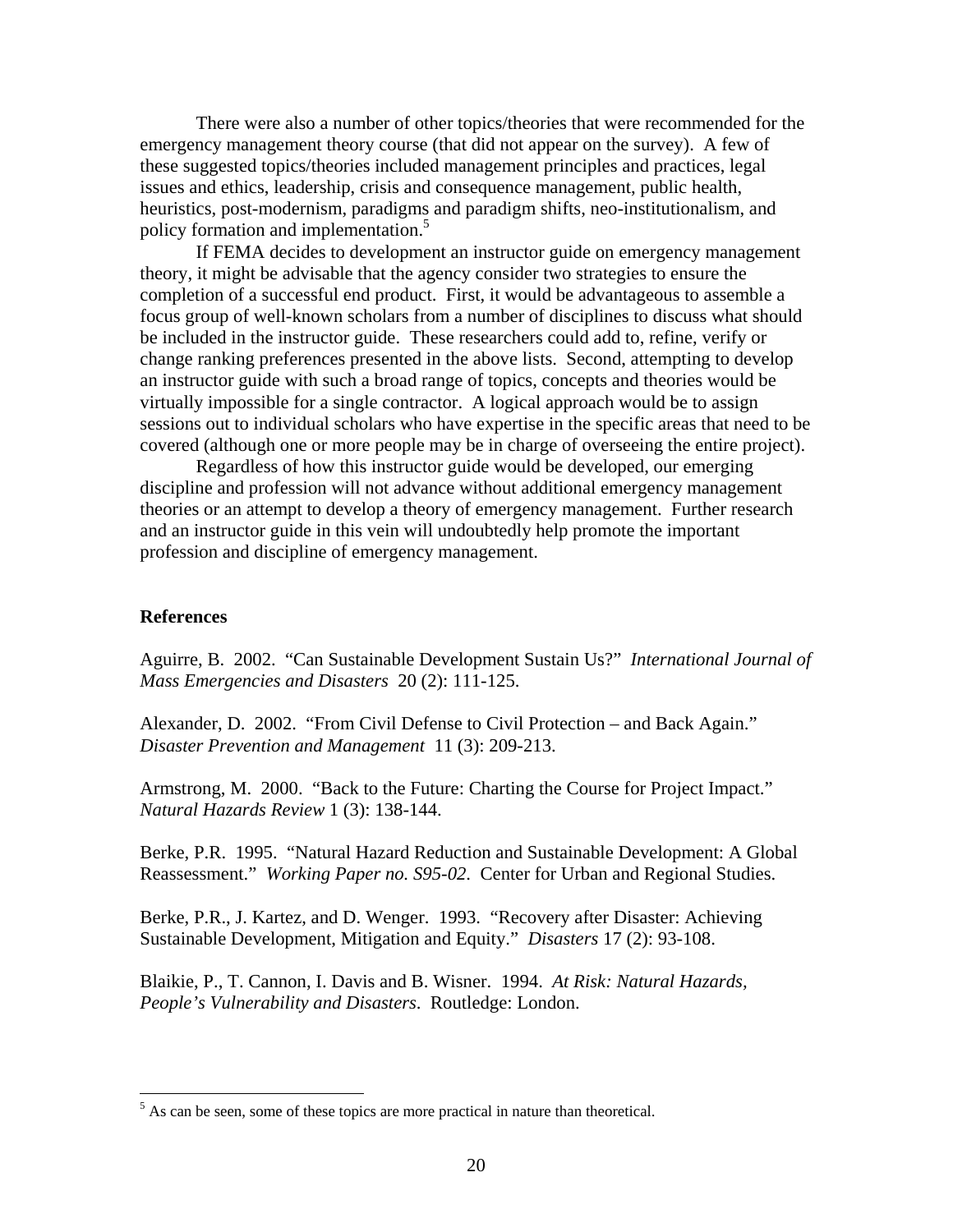There were also a number of other topics/theories that were recommended for the emergency management theory course (that did not appear on the survey). A few of these suggested topics/theories included management principles and practices, legal issues and ethics, leadership, crisis and consequence management, public health, heuristics, post-modernism, paradigms and paradigm shifts, neo-institutionalism, and policy formation and implementation.[5]

If FEMA decides to development an instructor guide on emergency management theory, it might be advisable that the agency consider two strategies to ensure the completion of a successful end product. First, it would be advantageous to assemble a focus group of well-known scholars from a number of disciplines to discuss what should be included in the instructor guide. These researchers could add to, refine, verify or change ranking preferences presented in the above lists. Second, attempting to develop an instructor guide with such a broad range of topics, concepts and theories would be virtually impossible for a single contractor. A logical approach would be to assign sessions out to individual scholars who have expertise in the specific areas that need to be covered (although one or more people may be in charge of overseeing the entire project).

Regardless of how this instructor guide would be developed, our emerging discipline and profession will not advance without additional emergency management theories or an attempt to develop a theory of emergency management. Further research and an instructor guide in this vein will undoubtedly help promote the important profession and discipline of emergency management.

**References**

Aguirre, B. 2002. "Can Sustainable Development Sustain Us?" *International Journal of Mass Emergencies and Disasters* 20 (2): 111-125.

Alexander, D. 2002. "From Civil Defense to Civil Protection – and Back Again." *Disaster Prevention and Management* 11 (3): 209-213.

Armstrong, M. 2000. "Back to the Future: Charting the Course for Project Impact." *Natural Hazards Review* 1 (3): 138-144.

Berke, P.R. 1995. "Natural Hazard Reduction and Sustainable Development: A Global Reassessment." *Working Paper no. S95-02*. Center for Urban and Regional Studies.

Berke, P.R., J. Kartez, and D. Wenger. 1993. "Recovery after Disaster: Achieving Sustainable Development, Mitigation and Equity." *Disasters* 17 (2): 93-108.

Blaikie, P., T. Cannon, I. Davis and B. Wisner. 1994. *At Risk: Natural Hazards, People's Vulnerability and Disasters*. Routledge: London.

---

[5] As can be seen, some of these topics are more practical in nature than theoretical.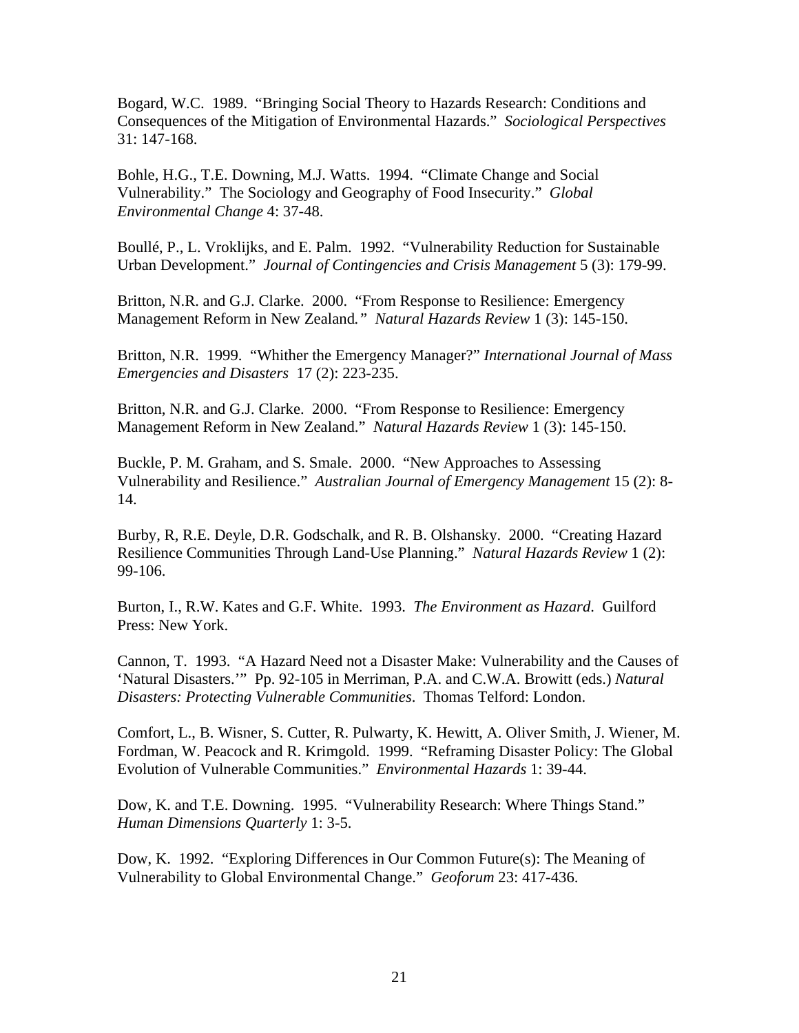Bogard, W.C. 1989. "Bringing Social Theory to Hazards Research: Conditions and Consequences of the Mitigation of Environmental Hazards." *Sociological Perspectives* 31: 147-168.

Bohle, H.G., T.E. Downing, M.J. Watts. 1994. "Climate Change and Social Vulnerability." The Sociology and Geography of Food Insecurity." *Global Environmental Change* 4: 37-48.

Boullé, P., L. Vroklijks, and E. Palm. 1992. "Vulnerability Reduction for Sustainable Urban Development." *Journal of Contingencies and Crisis Management* 5 (3): 179-99.

Britton, N.R. and G.J. Clarke. 2000. "From Response to Resilience: Emergency Management Reform in New Zealand*."* *Natural Hazards Review* 1 (3): 145-150.

Britton, N.R. 1999. "Whither the Emergency Manager?" *International Journal of Mass Emergencies and Disasters* 17 (2): 223-235.

Britton, N.R. and G.J. Clarke. 2000. "From Response to Resilience: Emergency Management Reform in New Zealand." *Natural Hazards Review* 1 (3): 145-150.

Buckle, P. M. Graham, and S. Smale. 2000. "New Approaches to Assessing Vulnerability and Resilience." *Australian Journal of Emergency Management* 15 (2): 8-14.

Burby, R, R.E. Deyle, D.R. Godschalk, and R. B. Olshansky. 2000. "Creating Hazard Resilience Communities Through Land-Use Planning." *Natural Hazards Review* 1 (2): 99-106.

Burton, I., R.W. Kates and G.F. White. 1993. *The Environment as Hazard*. Guilford Press: New York.

Cannon, T. 1993. "A Hazard Need not a Disaster Make: Vulnerability and the Causes of 'Natural Disasters.'" Pp. 92-105 in Merriman, P.A. and C.W.A. Browitt (eds.) *Natural Disasters: Protecting Vulnerable Communities*. Thomas Telford: London.

Comfort, L., B. Wisner, S. Cutter, R. Pulwarty, K. Hewitt, A. Oliver Smith, J. Wiener, M. Fordman, W. Peacock and R. Krimgold. 1999. "Reframing Disaster Policy: The Global Evolution of Vulnerable Communities." *Environmental Hazards* 1: 39-44.

Dow, K. and T.E. Downing. 1995. "Vulnerability Research: Where Things Stand." *Human Dimensions Quarterly* 1: 3-5.

Dow, K. 1992. "Exploring Differences in Our Common Future(s): The Meaning of Vulnerability to Global Environmental Change." *Geoforum* 23: 417-436.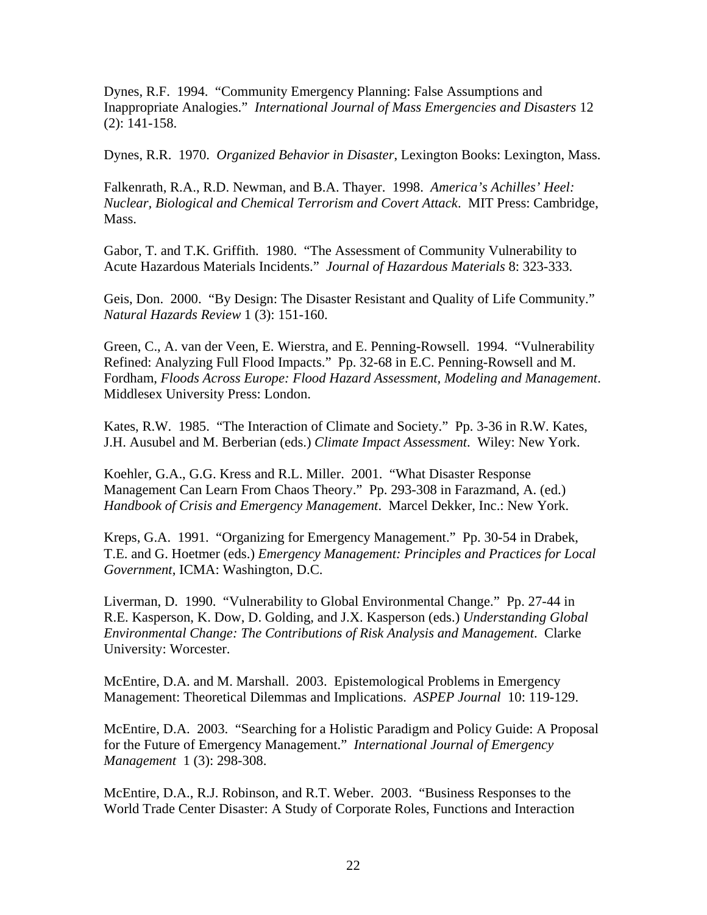Dynes, R.F. 1994. "Community Emergency Planning: False Assumptions and Inappropriate Analogies." *International Journal of Mass Emergencies and Disasters* 12 (2): 141-158.

Dynes, R.R. 1970. *Organized Behavior in Disaster*, Lexington Books: Lexington, Mass.

Falkenrath, R.A., R.D. Newman, and B.A. Thayer. 1998. *America's Achilles' Heel: Nuclear, Biological and Chemical Terrorism and Covert Attack*. MIT Press: Cambridge, Mass.

Gabor, T. and T.K. Griffith. 1980. "The Assessment of Community Vulnerability to Acute Hazardous Materials Incidents." *Journal of Hazardous Materials* 8: 323-333.

Geis, Don. 2000. "By Design: The Disaster Resistant and Quality of Life Community." *Natural Hazards Review* 1 (3): 151-160.

Green, C., A. van der Veen, E. Wierstra, and E. Penning-Rowsell. 1994. "Vulnerability Refined: Analyzing Full Flood Impacts." Pp. 32-68 in E.C. Penning-Rowsell and M. Fordham, *Floods Across Europe: Flood Hazard Assessment, Modeling and Management*. Middlesex University Press: London.

Kates, R.W. 1985. "The Interaction of Climate and Society." Pp. 3-36 in R.W. Kates, J.H. Ausubel and M. Berberian (eds.) *Climate Impact Assessment*. Wiley: New York.

Koehler, G.A., G.G. Kress and R.L. Miller. 2001. "What Disaster Response Management Can Learn From Chaos Theory." Pp. 293-308 in Farazmand, A. (ed.) *Handbook of Crisis and Emergency Management*. Marcel Dekker, Inc.: New York.

Kreps, G.A. 1991. "Organizing for Emergency Management." Pp. 30-54 in Drabek, T.E. and G. Hoetmer (eds.) *Emergency Management: Principles and Practices for Local Government*, ICMA: Washington, D.C.

Liverman, D. 1990. "Vulnerability to Global Environmental Change." Pp. 27-44 in R.E. Kasperson, K. Dow, D. Golding, and J.X. Kasperson (eds.) *Understanding Global Environmental Change: The Contributions of Risk Analysis and Management*. Clarke University: Worcester.

McEntire, D.A. and M. Marshall. 2003. Epistemological Problems in Emergency Management: Theoretical Dilemmas and Implications. *ASPEP Journal* 10: 119-129.

McEntire, D.A. 2003. "Searching for a Holistic Paradigm and Policy Guide: A Proposal for the Future of Emergency Management." *International Journal of Emergency Management* 1 (3): 298-308.

McEntire, D.A., R.J. Robinson, and R.T. Weber. 2003. "Business Responses to the World Trade Center Disaster: A Study of Corporate Roles, Functions and Interaction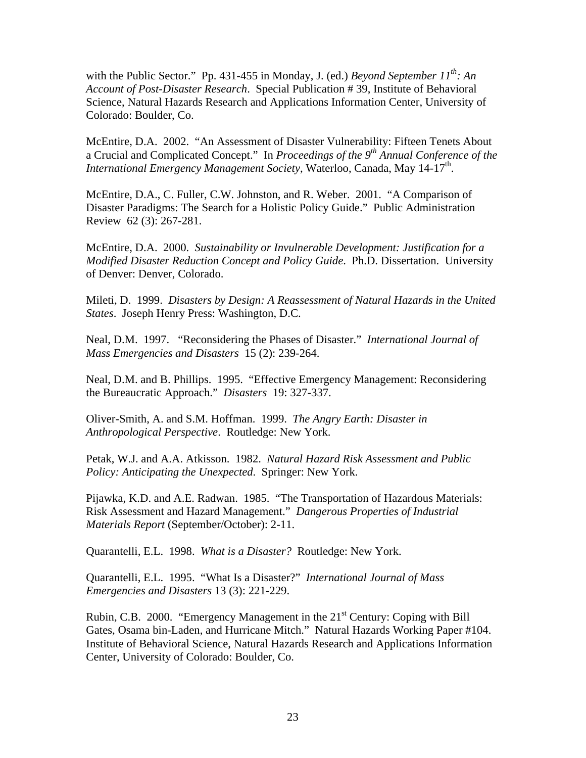with the Public Sector." Pp. 431-455 in Monday, J. (ed.) *Beyond September 11th: An Account of Post-Disaster Research*. Special Publication # 39, Institute of Behavioral Science, Natural Hazards Research and Applications Information Center, University of Colorado: Boulder, Co.

McEntire, D.A. 2002. "An Assessment of Disaster Vulnerability: Fifteen Tenets About a Crucial and Complicated Concept." In *Proceedings of the 9th Annual Conference of the International Emergency Management Society*, Waterloo, Canada, May 14-17th.

McEntire, D.A., C. Fuller, C.W. Johnston, and R. Weber. 2001. "A Comparison of Disaster Paradigms: The Search for a Holistic Policy Guide." Public Administration Review 62 (3): 267-281.

McEntire, D.A. 2000. *Sustainability or Invulnerable Development: Justification for a Modified Disaster Reduction Concept and Policy Guide*. Ph.D. Dissertation. University of Denver: Denver, Colorado.

Mileti, D. 1999. *Disasters by Design: A Reassessment of Natural Hazards in the United States*. Joseph Henry Press: Washington, D.C.

Neal, D.M. 1997. "Reconsidering the Phases of Disaster." *International Journal of Mass Emergencies and Disasters* 15 (2): 239-264.

Neal, D.M. and B. Phillips. 1995. "Effective Emergency Management: Reconsidering the Bureaucratic Approach." *Disasters* 19: 327-337.

Oliver-Smith, A. and S.M. Hoffman. 1999. *The Angry Earth: Disaster in Anthropological Perspective*. Routledge: New York.

Petak, W.J. and A.A. Atkisson. 1982. *Natural Hazard Risk Assessment and Public Policy: Anticipating the Unexpected*. Springer: New York.

Pijawka, K.D. and A.E. Radwan. 1985. "The Transportation of Hazardous Materials: Risk Assessment and Hazard Management." *Dangerous Properties of Industrial Materials Report* (September/October): 2-11.

Quarantelli, E.L. 1998. *What is a Disaster?* Routledge: New York.

Quarantelli, E.L. 1995. "What Is a Disaster?" *International Journal of Mass Emergencies and Disasters* 13 (3): 221-229.

Rubin, C.B. 2000. "Emergency Management in the 21st Century: Coping with Bill Gates, Osama bin-Laden, and Hurricane Mitch." Natural Hazards Working Paper #104. Institute of Behavioral Science, Natural Hazards Research and Applications Information Center, University of Colorado: Boulder, Co.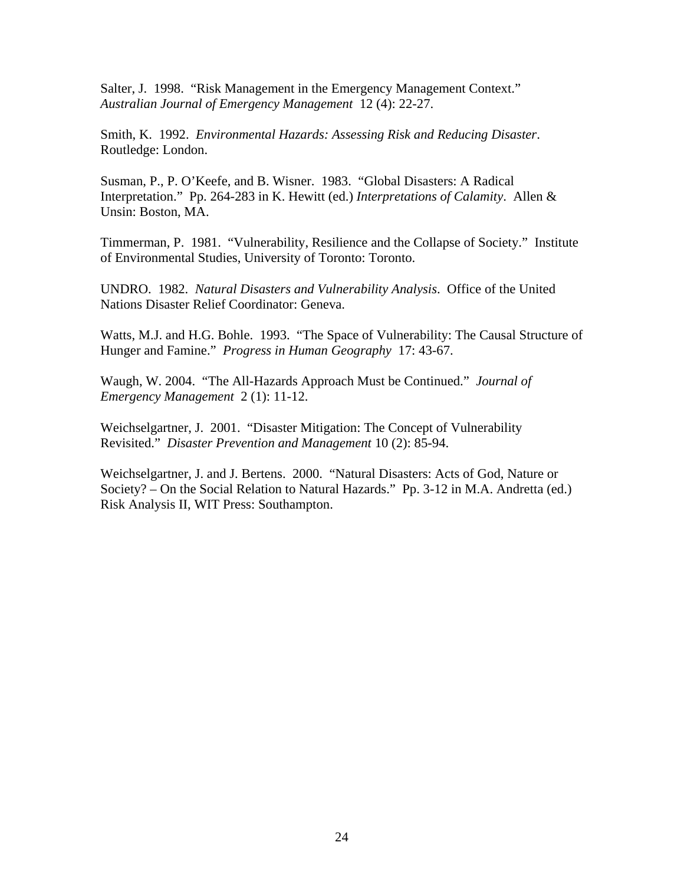Salter, J. 1998. "Risk Management in the Emergency Management Context." *Australian Journal of Emergency Management* 12 (4): 22-27.

Smith, K. 1992. *Environmental Hazards: Assessing Risk and Reducing Disaster*. Routledge: London.

Susman, P., P. O'Keefe, and B. Wisner. 1983. "Global Disasters: A Radical Interpretation." Pp. 264-283 in K. Hewitt (ed.) *Interpretations of Calamity*. Allen & Unsin: Boston, MA.

Timmerman, P. 1981. "Vulnerability, Resilience and the Collapse of Society." Institute of Environmental Studies, University of Toronto: Toronto.

UNDRO. 1982. *Natural Disasters and Vulnerability Analysis*. Office of the United Nations Disaster Relief Coordinator: Geneva.

Watts, M.J. and H.G. Bohle. 1993. "The Space of Vulnerability: The Causal Structure of Hunger and Famine." *Progress in Human Geography* 17: 43-67.

Waugh, W. 2004. "The All-Hazards Approach Must be Continued." *Journal of Emergency Management* 2 (1): 11-12.

Weichselgartner, J. 2001. "Disaster Mitigation: The Concept of Vulnerability Revisited." *Disaster Prevention and Management* 10 (2): 85-94.

Weichselgartner, J. and J. Bertens. 2000. "Natural Disasters: Acts of God, Nature or Society? – On the Social Relation to Natural Hazards." Pp. 3-12 in M.A. Andretta (ed.) Risk Analysis II, WIT Press: Southampton.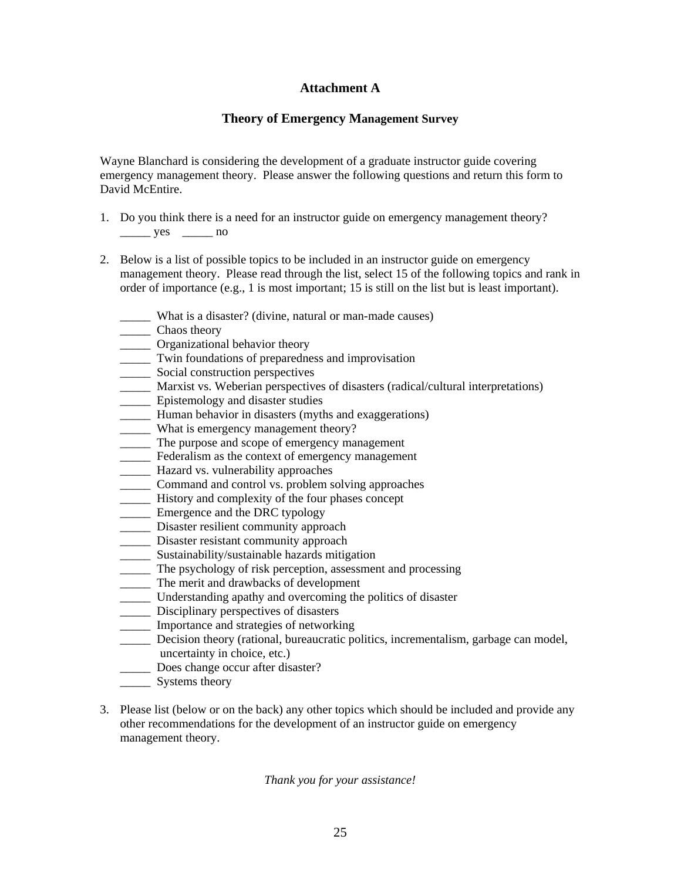## Attachment A

### Theory of Emergency Management Survey

Wayne Blanchard is considering the development of a graduate instructor guide covering emergency management theory. Please answer the following questions and return this form to David McEntire.

1. Do you think there is a need for an instructor guide on emergency management theory?
   _____ yes _____ no

2. Below is a list of possible topics to be included in an instructor guide on emergency management theory. Please read through the list, select 15 of the following topics and rank in order of importance (e.g., 1 is most important; 15 is still on the list but is least important).

   _____ What is a disaster? (divine, natural or man-made causes)
   _____ Chaos theory
   _____ Organizational behavior theory
   _____ Twin foundations of preparedness and improvisation
   _____ Social construction perspectives
   _____ Marxist vs. Weberian perspectives of disasters (radical/cultural interpretations)
   _____ Epistemology and disaster studies
   _____ Human behavior in disasters (myths and exaggerations)
   _____ What is emergency management theory?
   _____ The purpose and scope of emergency management
   _____ Federalism as the context of emergency management
   _____ Hazard vs. vulnerability approaches
   _____ Command and control vs. problem solving approaches
   _____ History and complexity of the four phases concept
   _____ Emergence and the DRC typology
   _____ Disaster resilient community approach
   _____ Disaster resistant community approach
   _____ Sustainability/sustainable hazards mitigation
   _____ The psychology of risk perception, assessment and processing
   _____ The merit and drawbacks of development
   _____ Understanding apathy and overcoming the politics of disaster
   _____ Disciplinary perspectives of disasters
   _____ Importance and strategies of networking
   _____ Decision theory (rational, bureaucratic politics, incrementalism, garbage can model, uncertainty in choice, etc.)
   _____ Does change occur after disaster?
   _____ Systems theory

3. Please list (below or on the back) any other topics which should be included and provide any other recommendations for the development of an instructor guide on emergency management theory.

*Thank you for your assistance!*